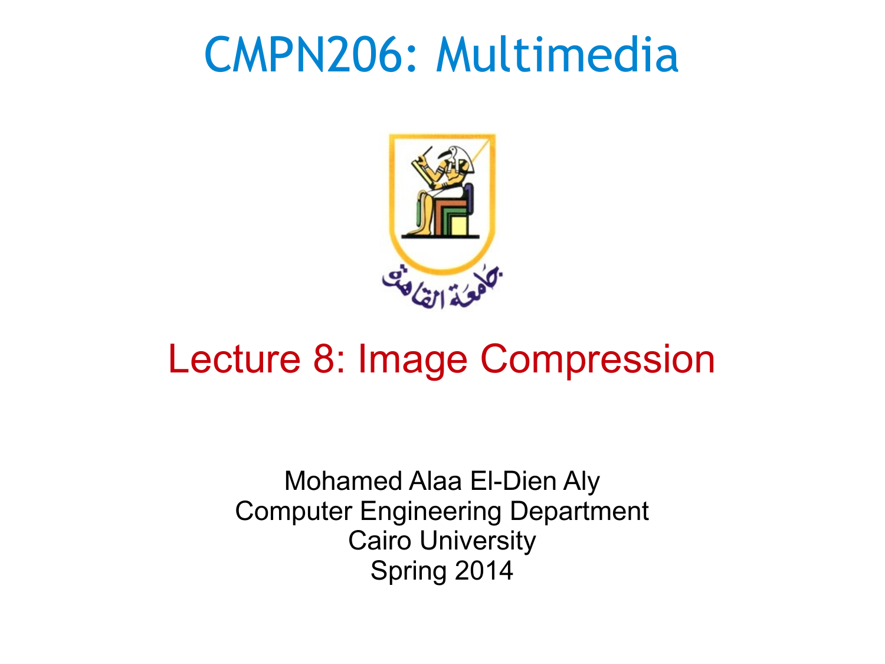# CMPN206: Multimedia

جامعة القاهرة

## Lecture 8: Image Compression

Mohamed Alaa El-Dien Aly
Computer Engineering Department
Cairo University
Spring 2014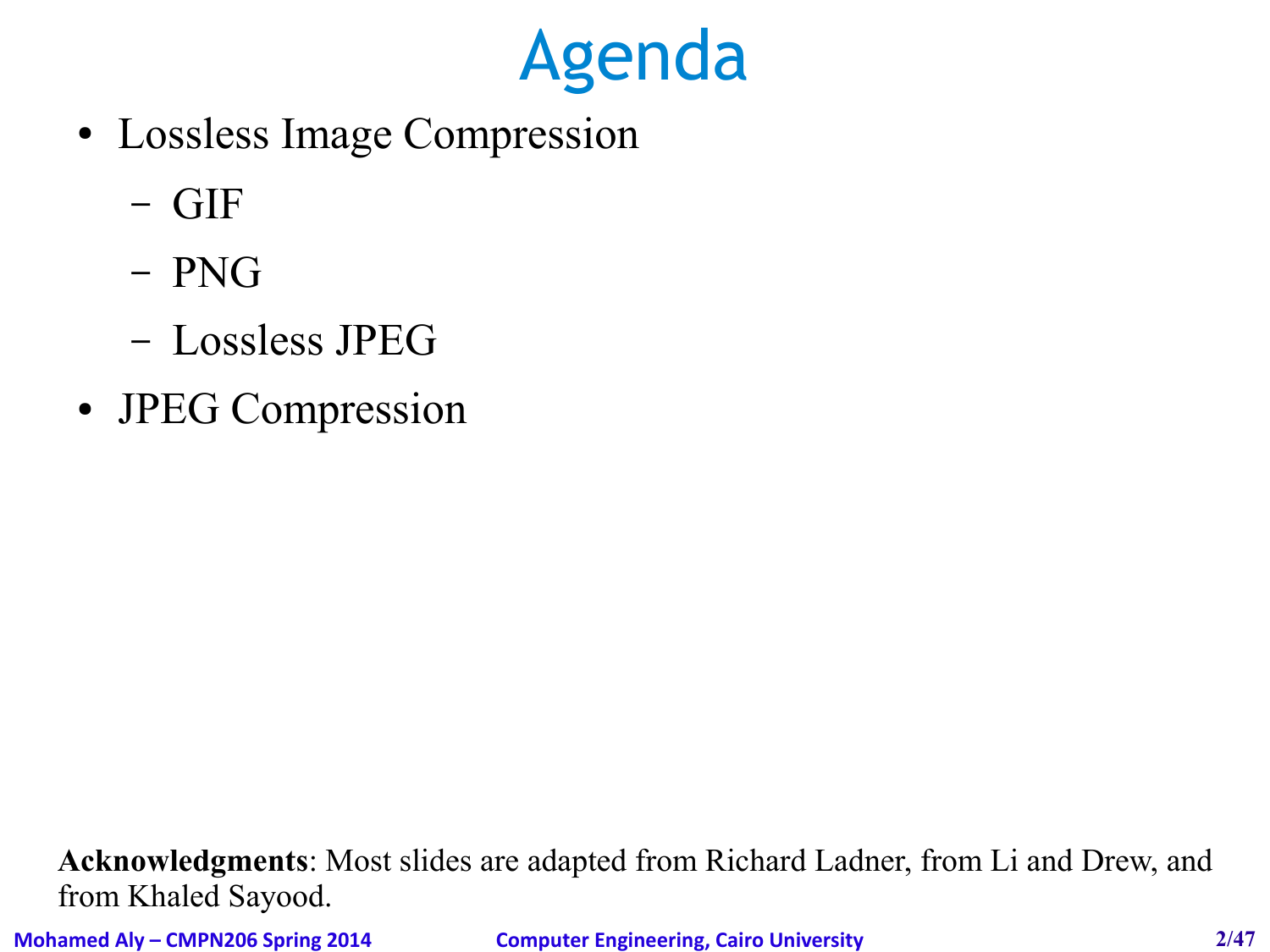# Agenda

- Lossless Image Compression
  - GIF
  - PNG
  - Lossless JPEG
- JPEG Compression

**Acknowledgments**: Most slides are adapted from Richard Ladner, from Li and Drew, and from Khaled Sayood.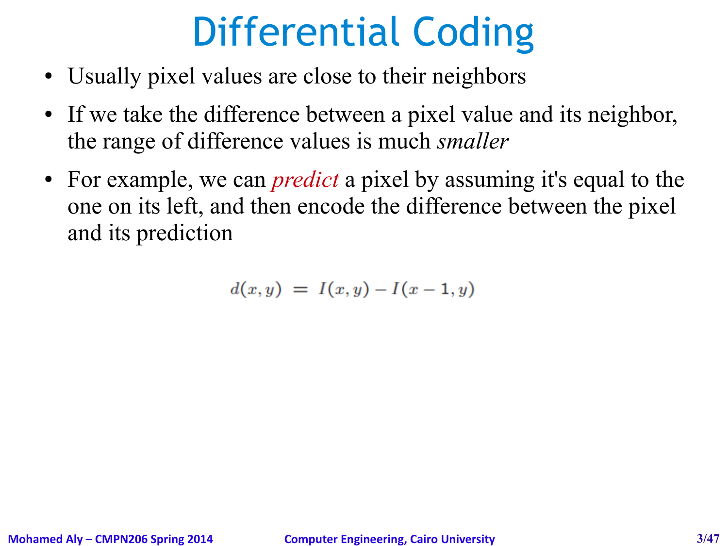# Differential Coding

- Usually pixel values are close to their neighbors
- If we take the difference between a pixel value and its neighbor, the range of difference values is much *smaller*
- For example, we can *predict* a pixel by assuming it's equal to the one on its left, and then encode the difference between the pixel and its prediction

$$d(x, y) = I(x, y) - I(x - 1, y)$$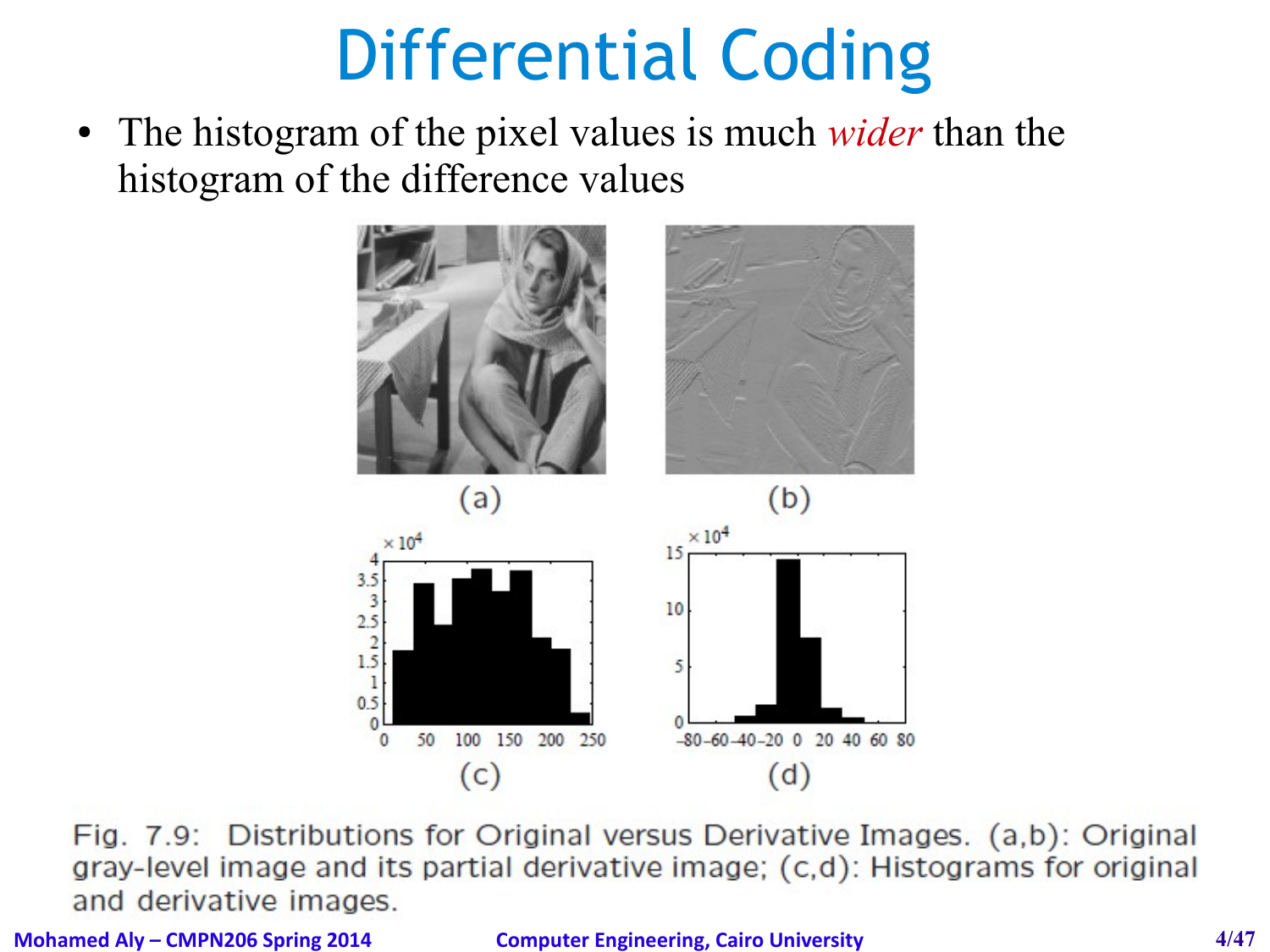# Differential Coding

- The histogram of the pixel values is much *wider* than the histogram of the difference values

Fig. 7.9: Distributions for Original versus Derivative Images. (a,b): Original gray-level image and its partial derivative image; (c,d): Histograms for original and derivative images.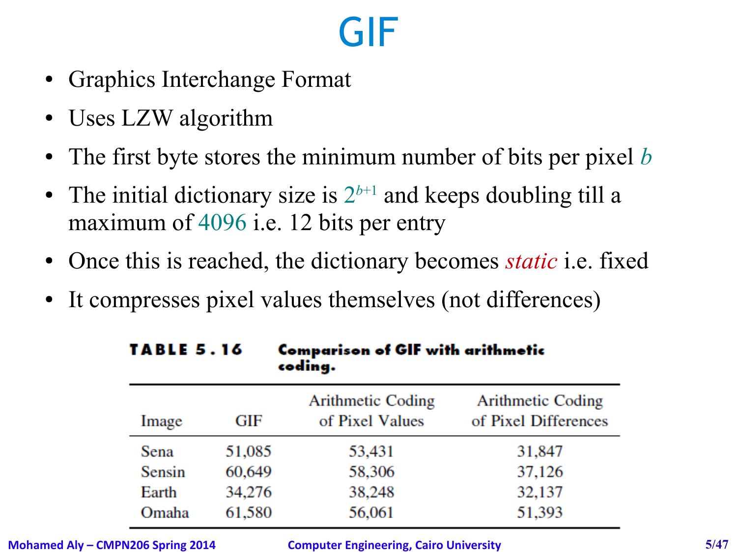# GIF

- Graphics Interchange Format
- Uses LZW algorithm
- The first byte stores the minimum number of bits per pixel $b$
- The initial dictionary size is $2^{b+1}$ and keeps doubling till a maximum of 4096 i.e. 12 bits per entry
- Once this is reached, the dictionary becomes *static* i.e. fixed
- It compresses pixel values themselves (not differences)

**TABLE 5.16 Comparison of GIF with arithmetic coding.**

| Image | GIF | Arithmetic Coding of Pixel Values | Arithmetic Coding of Pixel Differences |
|---|---|---|---|
| Sena | 51,085 | 53,431 | 31,847 |
| Sensin | 60,649 | 58,306 | 37,126 |
| Earth | 34,276 | 38,248 | 32,137 |
| Omaha | 61,580 | 56,061 | 51,393 |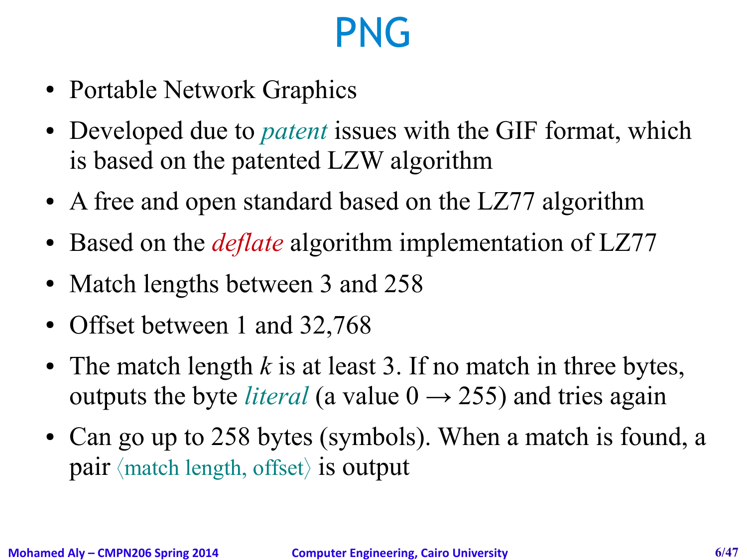# PNG

- Portable Network Graphics
- Developed due to *patent* issues with the GIF format, which is based on the patented LZW algorithm
- A free and open standard based on the LZ77 algorithm
- Based on the *deflate* algorithm implementation of LZ77
- Match lengths between 3 and 258
- Offset between 1 and 32,768
- The match length $k$ is at least 3. If no match in three bytes, outputs the byte *literal* (a value $0 \rightarrow 255$) and tries again
- Can go up to 258 bytes (symbols). When a match is found, a pair $\langle$match length, offset$\rangle$ is output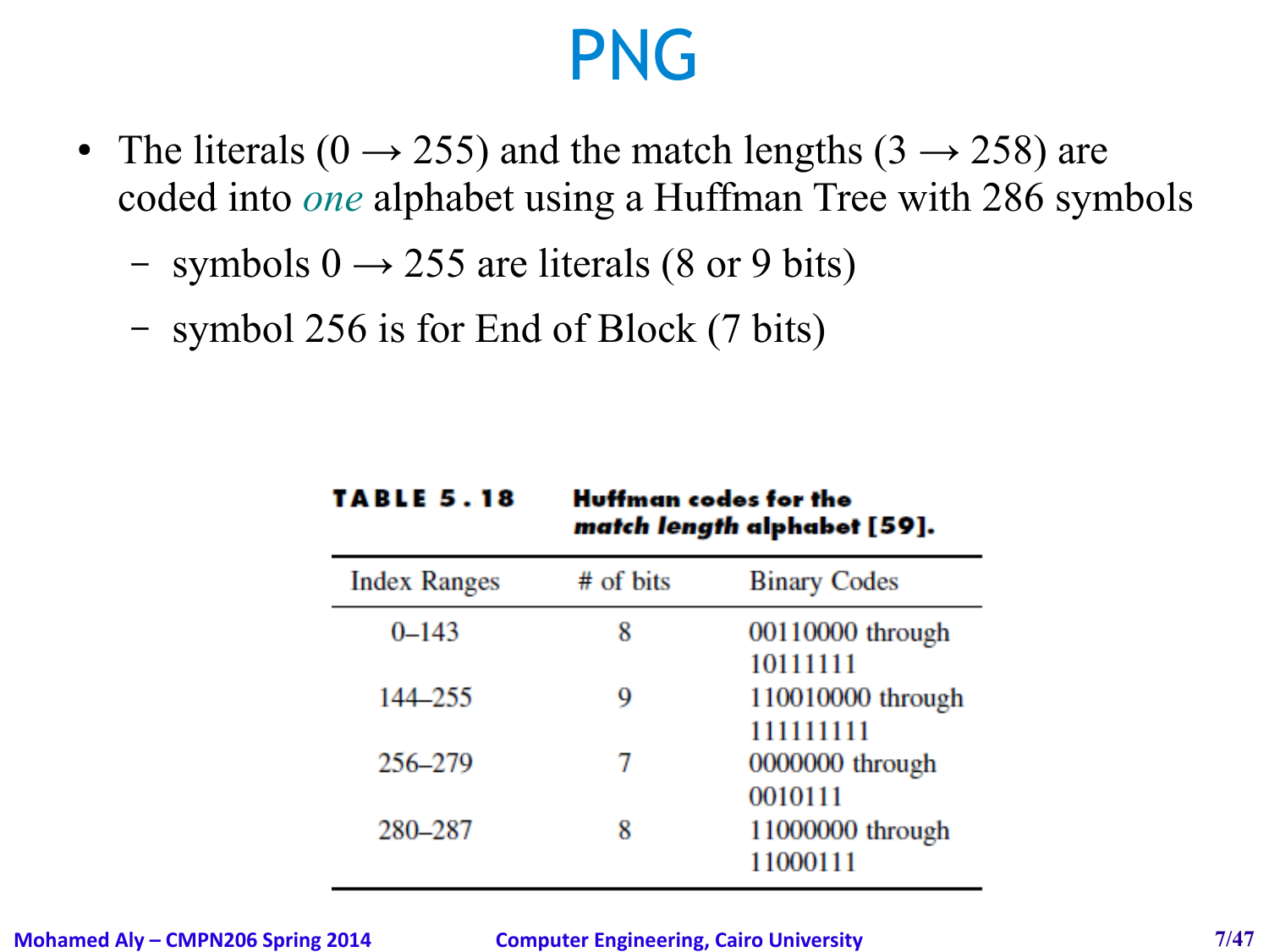# PNG

- The literals ($0 \rightarrow 255$) and the match lengths ($3 \rightarrow 258$) are coded into *one* alphabet using a Huffman Tree with 286 symbols
  - symbols $0 \rightarrow 255$ are literals (8 or 9 bits)
  - symbol 256 is for End of Block (7 bits)

**TABLE 5.18** **Huffman codes for the *match length* alphabet [59].**

| Index Ranges | # of bits | Binary Codes |
|---|---|---|
| 0–143 | 8 | 00110000 through 10111111 |
| 144–255 | 9 | 110010000 through 111111111 |
| 256–279 | 7 | 0000000 through 0010111 |
| 280–287 | 8 | 11000000 through 11000111 |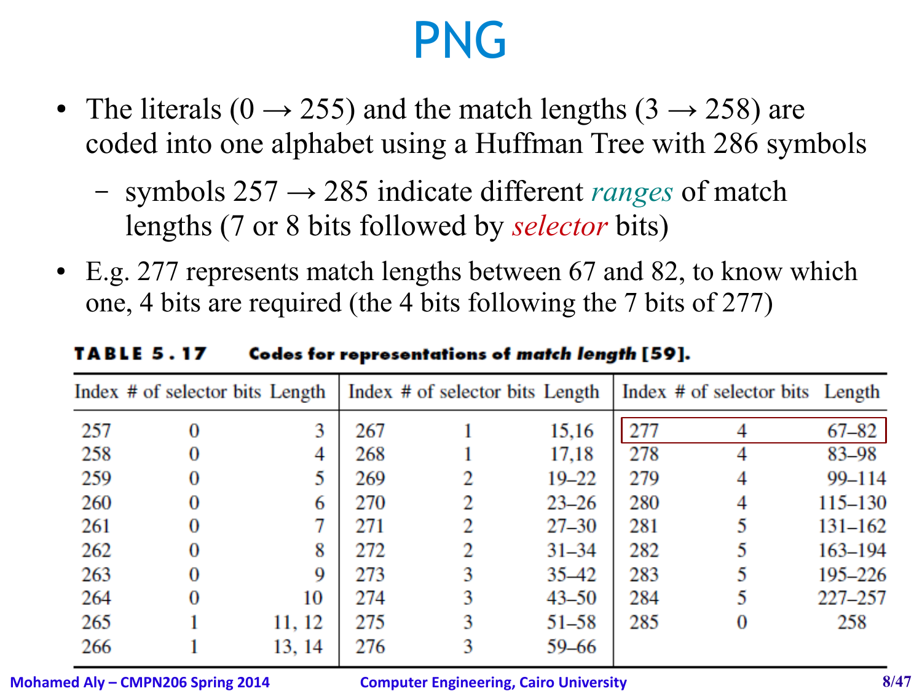# PNG

- The literals (0 → 255) and the match lengths (3 → 258) are coded into one alphabet using a Huffman Tree with 286 symbols
  - symbols 257 → 285 indicate different *ranges* of match lengths (7 or 8 bits followed by *selector* bits)
- E.g. 277 represents match lengths between 67 and 82, to know which one, 4 bits are required (the 4 bits following the 7 bits of 277)

**TABLE 5.17 Codes for representations of *match length* [59].**

| Index | # of selector bits | Length | Index | # of selector bits | Length | Index | # of selector bits | Length |
|---|---|---|---|---|---|---|---|---|
| 257 | 0 | 3 | 267 | 1 | 15,16 | 277 | 4 | 67–82 |
| 258 | 0 | 4 | 268 | 1 | 17,18 | 278 | 4 | 83–98 |
| 259 | 0 | 5 | 269 | 2 | 19–22 | 279 | 4 | 99–114 |
| 260 | 0 | 6 | 270 | 2 | 23–26 | 280 | 4 | 115–130 |
| 261 | 0 | 7 | 271 | 2 | 27–30 | 281 | 5 | 131–162 |
| 262 | 0 | 8 | 272 | 2 | 31–34 | 282 | 5 | 163–194 |
| 263 | 0 | 9 | 273 | 3 | 35–42 | 283 | 5 | 195–226 |
| 264 | 0 | 10 | 274 | 3 | 43–50 | 284 | 5 | 227–257 |
| 265 | 1 | 11, 12 | 275 | 3 | 51–58 | 285 | 0 | 258 |
| 266 | 1 | 13, 14 | 276 | 3 | 59–66 | | | |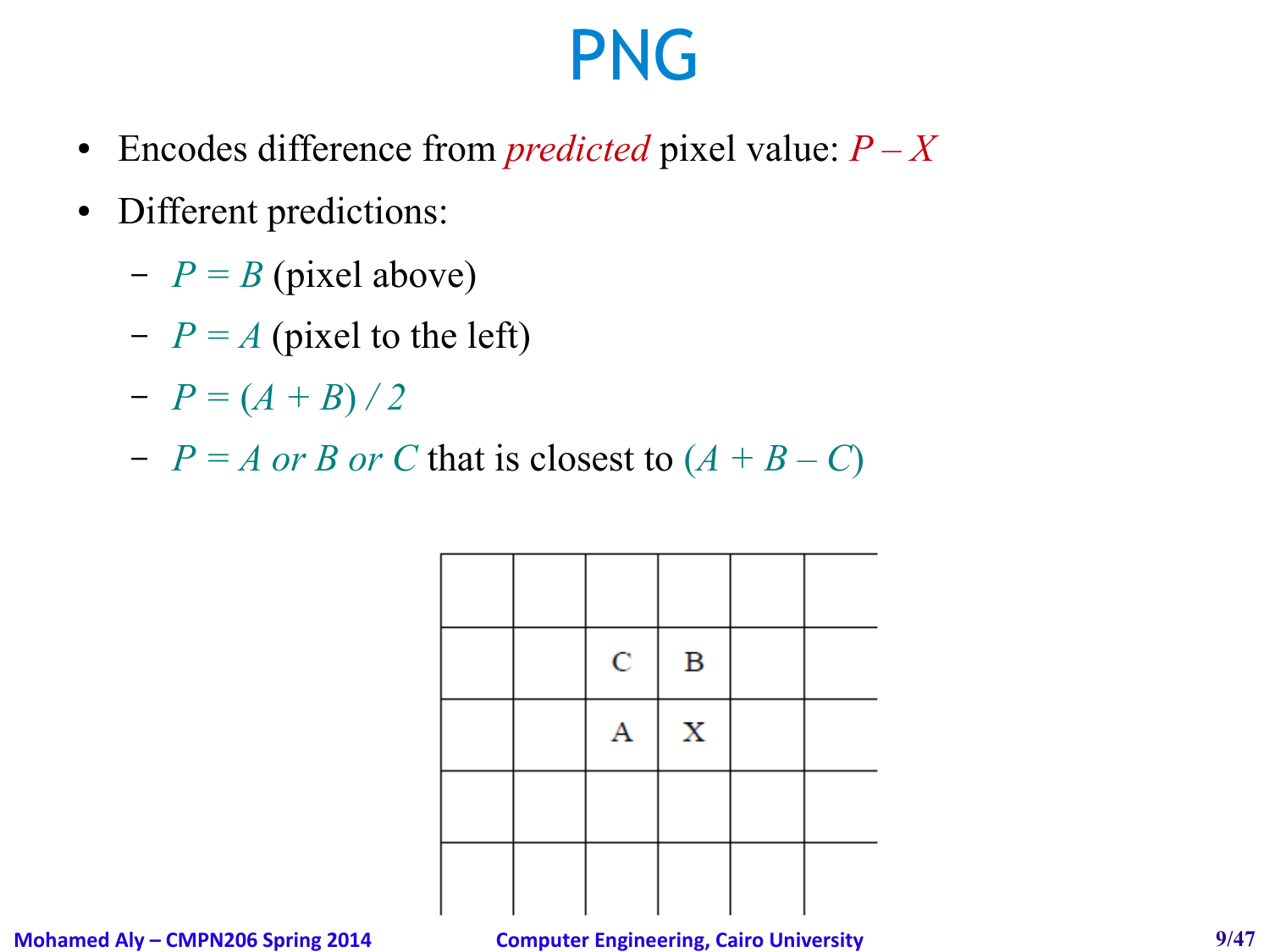# PNG

- Encodes difference from *predicted* pixel value: $P - X$
- Different predictions:
  - $P = B$ (pixel above)
  - $P = A$ (pixel to the left)
  - $P = (A + B) / 2$
  - $P = A$ *or* $B$ *or* $C$ that is closest to $(A + B - C)$

| | | | | | |
|---|---|---|---|---|---|
| | | C | B | | |
| | | A | X | | |
| | | | | | |
| | | | | | |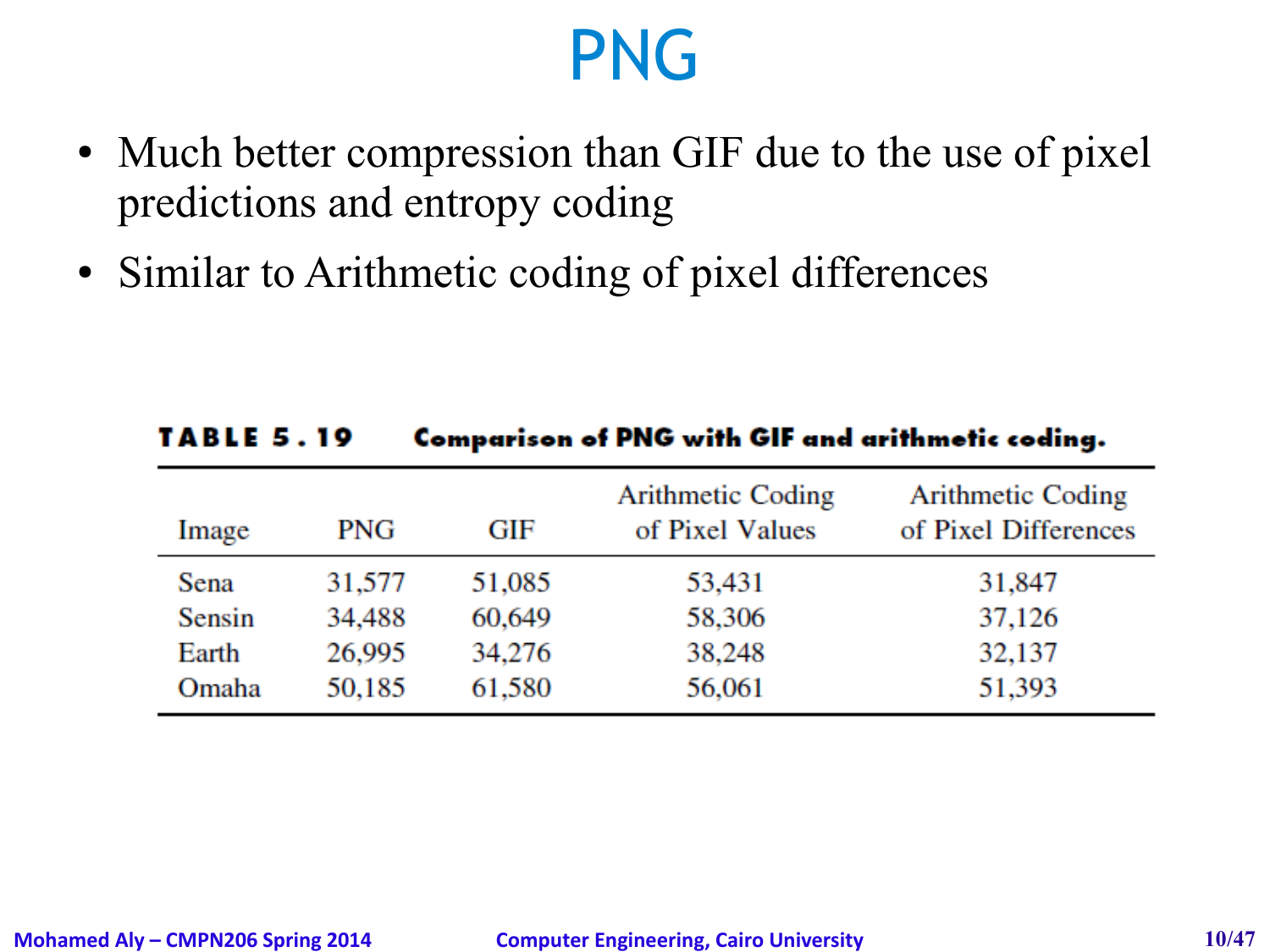# PNG

- Much better compression than GIF due to the use of pixel predictions and entropy coding
- Similar to Arithmetic coding of pixel differences

**TABLE 5.19 Comparison of PNG with GIF and arithmetic coding.**

| Image | PNG | GIF | Arithmetic Coding of Pixel Values | Arithmetic Coding of Pixel Differences |
|---|---|---|---|---|
| Sena | 31,577 | 51,085 | 53,431 | 31,847 |
| Sensin | 34,488 | 60,649 | 58,306 | 37,126 |
| Earth | 26,995 | 34,276 | 38,248 | 32,137 |
| Omaha | 50,185 | 61,580 | 56,061 | 51,393 |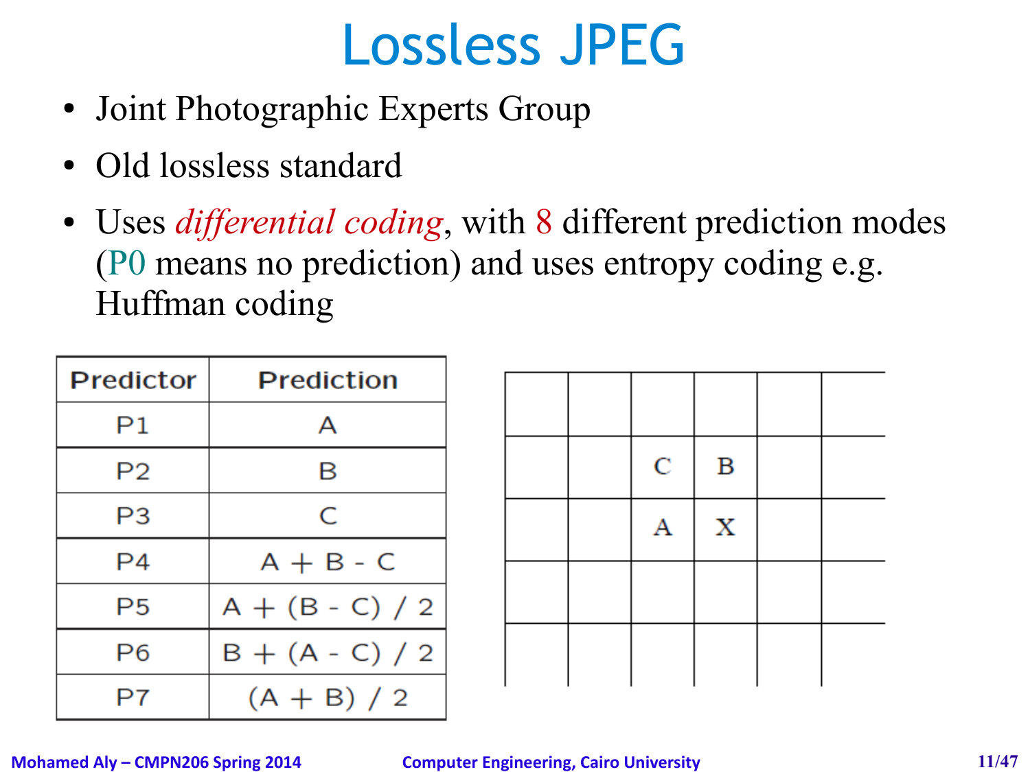# Lossless JPEG

- Joint Photographic Experts Group
- Old lossless standard
- Uses *differential coding*, with 8 different prediction modes (P0 means no prediction) and uses entropy coding e.g. Huffman coding

| Predictor | Prediction |
|---|---|
| P1 | A |
| P2 | B |
| P3 | C |
| P4 | A + B - C |
| P5 | A + (B - C) / 2 |
| P6 | B + (A - C) / 2 |
| P7 | (A + B) / 2 |

| | | | | | |
|---|---|---|---|---|---|
| | | | | | |
| | | C | B | | |
| | | A | X | | |
| | | | | | |
| | | | | | |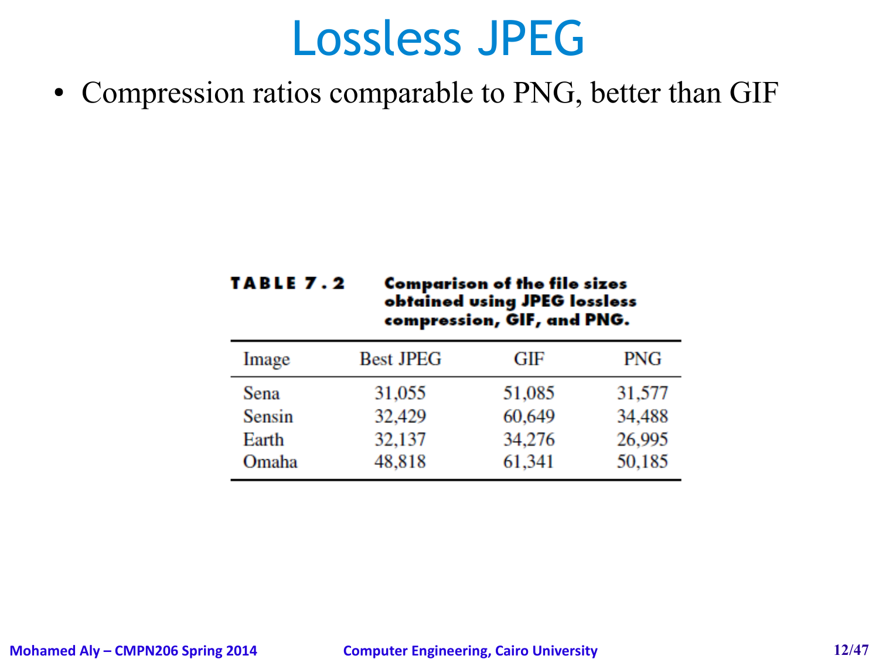# Lossless JPEG

- Compression ratios comparable to PNG, better than GIF

**TABLE 7.2** **Comparison of the file sizes obtained using JPEG lossless compression, GIF, and PNG.**

| Image | Best JPEG | GIF | PNG |
|---|---|---|---|
| Sena | 31,055 | 51,085 | 31,577 |
| Sensin | 32,429 | 60,649 | 34,488 |
| Earth | 32,137 | 34,276 | 26,995 |
| Omaha | 48,818 | 61,341 | 50,185 |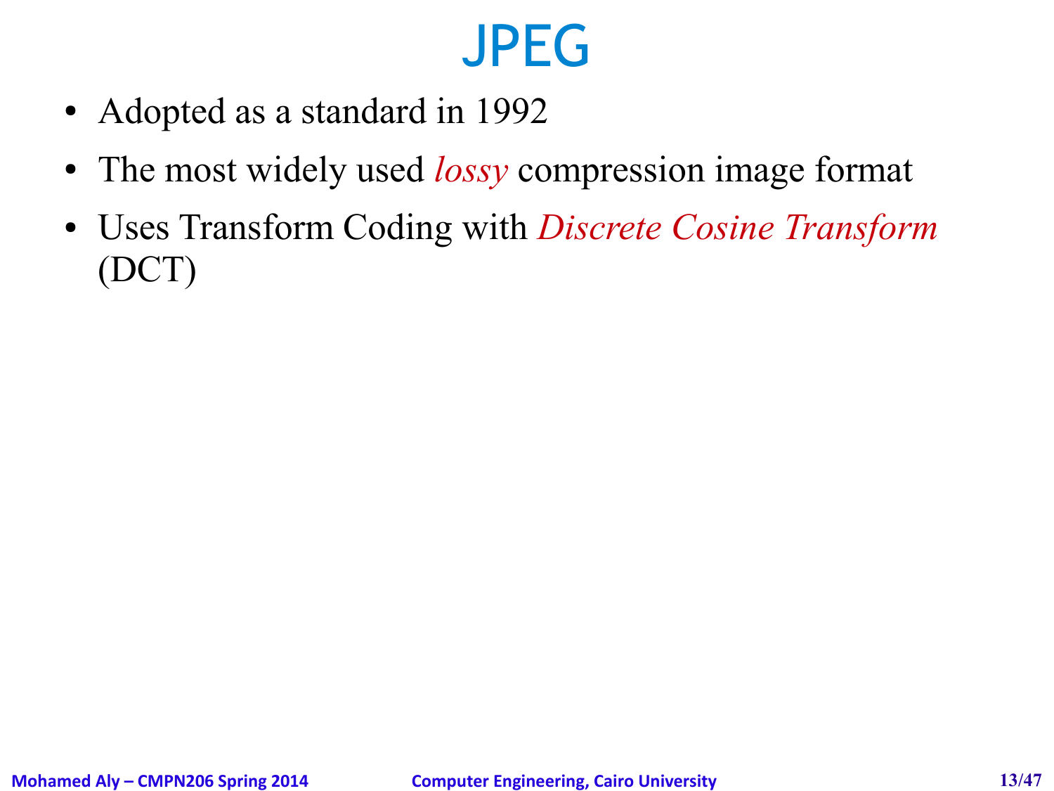# JPEG

- Adopted as a standard in 1992
- The most widely used *lossy* compression image format
- Uses Transform Coding with *Discrete Cosine Transform* (DCT)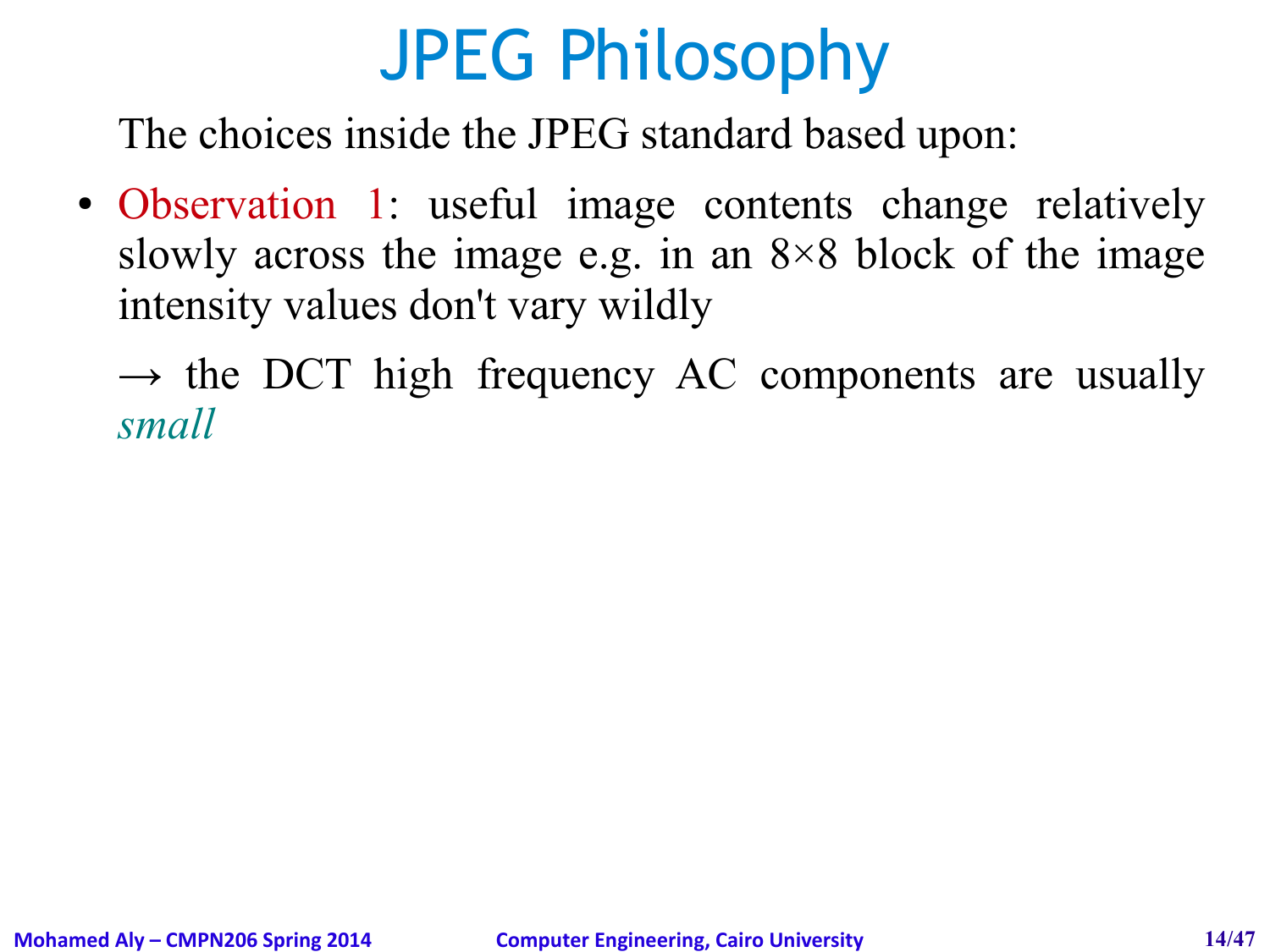# JPEG Philosophy

The choices inside the JPEG standard based upon:

- Observation 1: useful image contents change relatively slowly across the image e.g. in an 8×8 block of the image intensity values don't vary wildly

  → the DCT high frequency AC components are usually *small*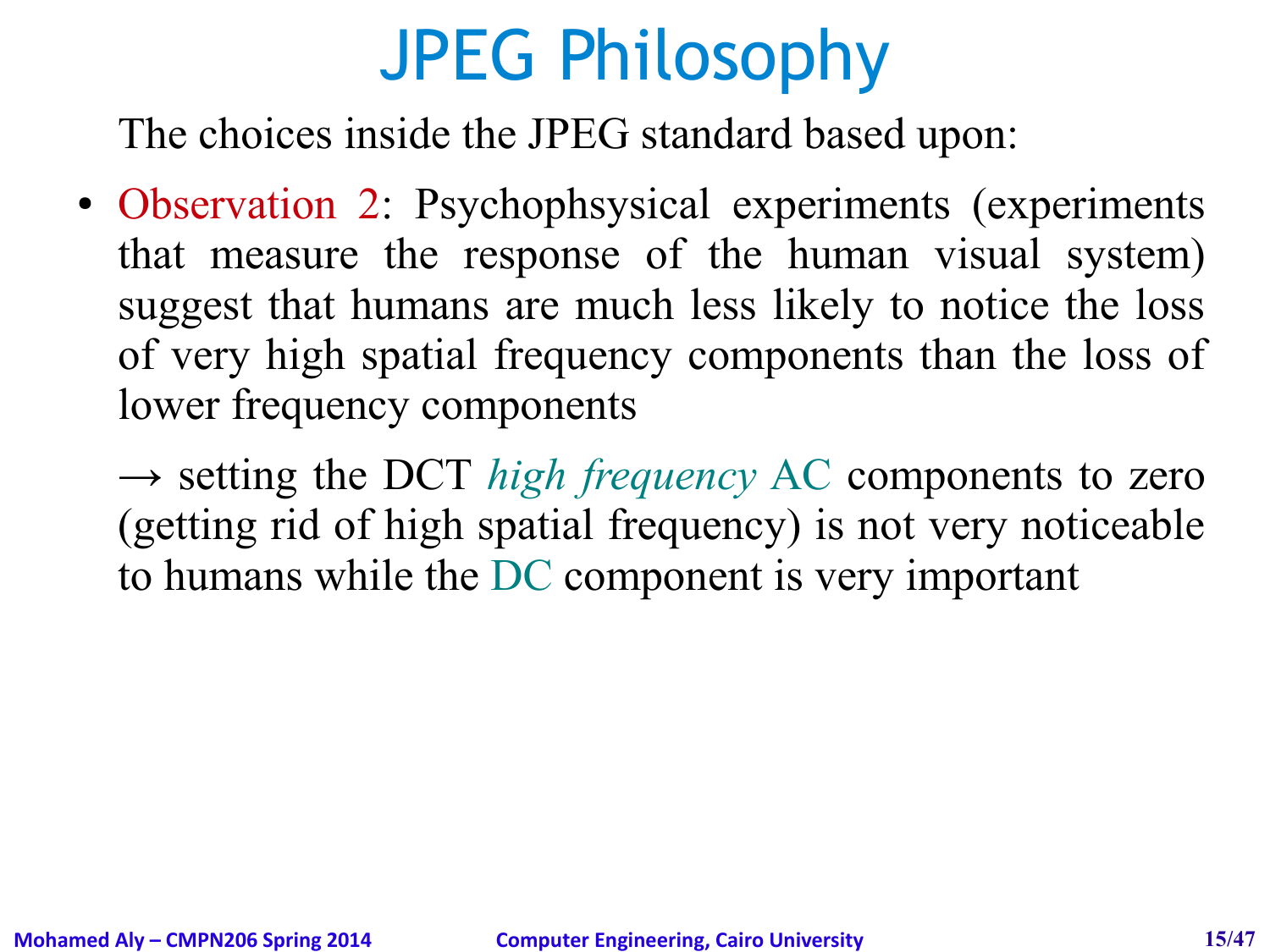# JPEG Philosophy

The choices inside the JPEG standard based upon:

- Observation 2: Psychophsysical experiments (experiments that measure the response of the human visual system) suggest that humans are much less likely to notice the loss of very high spatial frequency components than the loss of lower frequency components

  → setting the DCT *high frequency* AC components to zero (getting rid of high spatial frequency) is not very noticeable to humans while the DC component is very important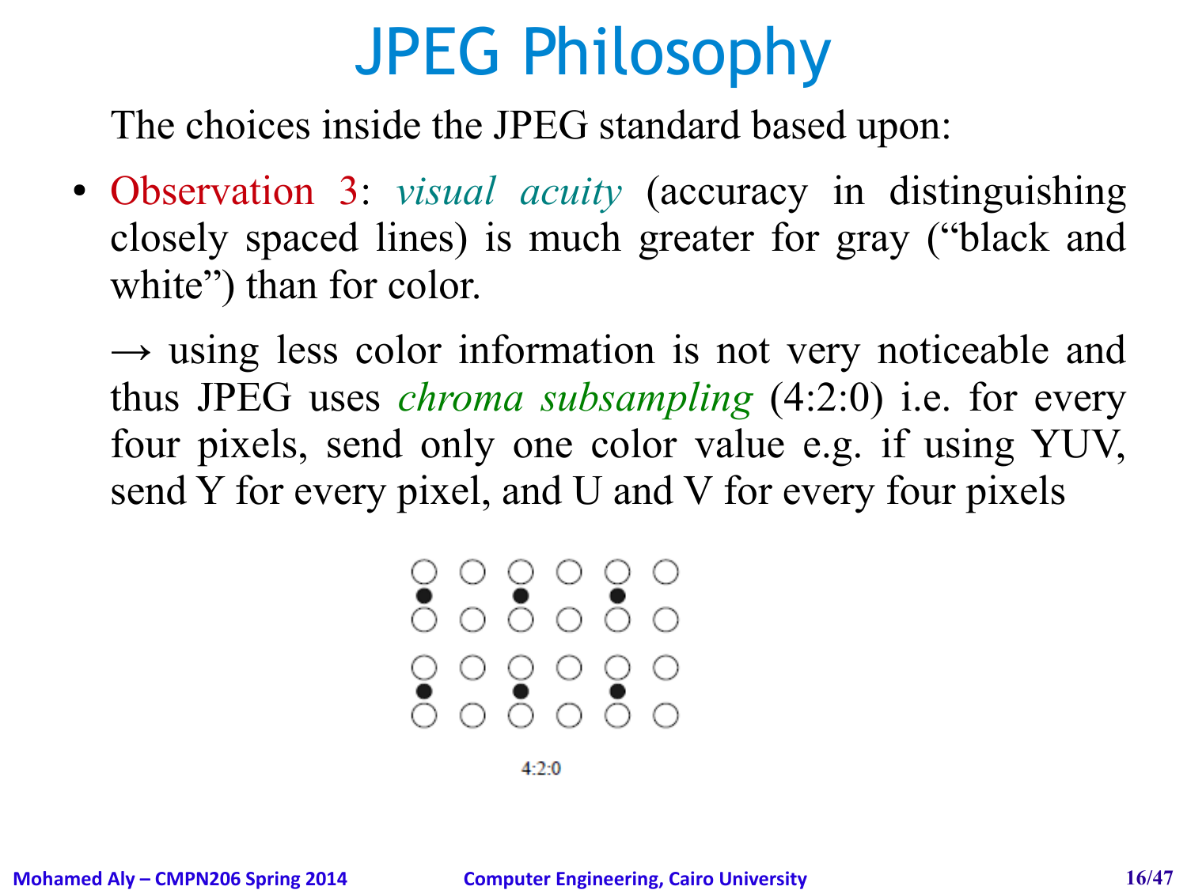# JPEG Philosophy

The choices inside the JPEG standard based upon:

- Observation 3: *visual acuity* (accuracy in distinguishing closely spaced lines) is much greater for gray ("black and white") than for color.

  → using less color information is not very noticeable and thus JPEG uses *chroma subsampling* (4:2:0) i.e. for every four pixels, send only one color value e.g. if using YUV, send Y for every pixel, and U and V for every four pixels

4:2:0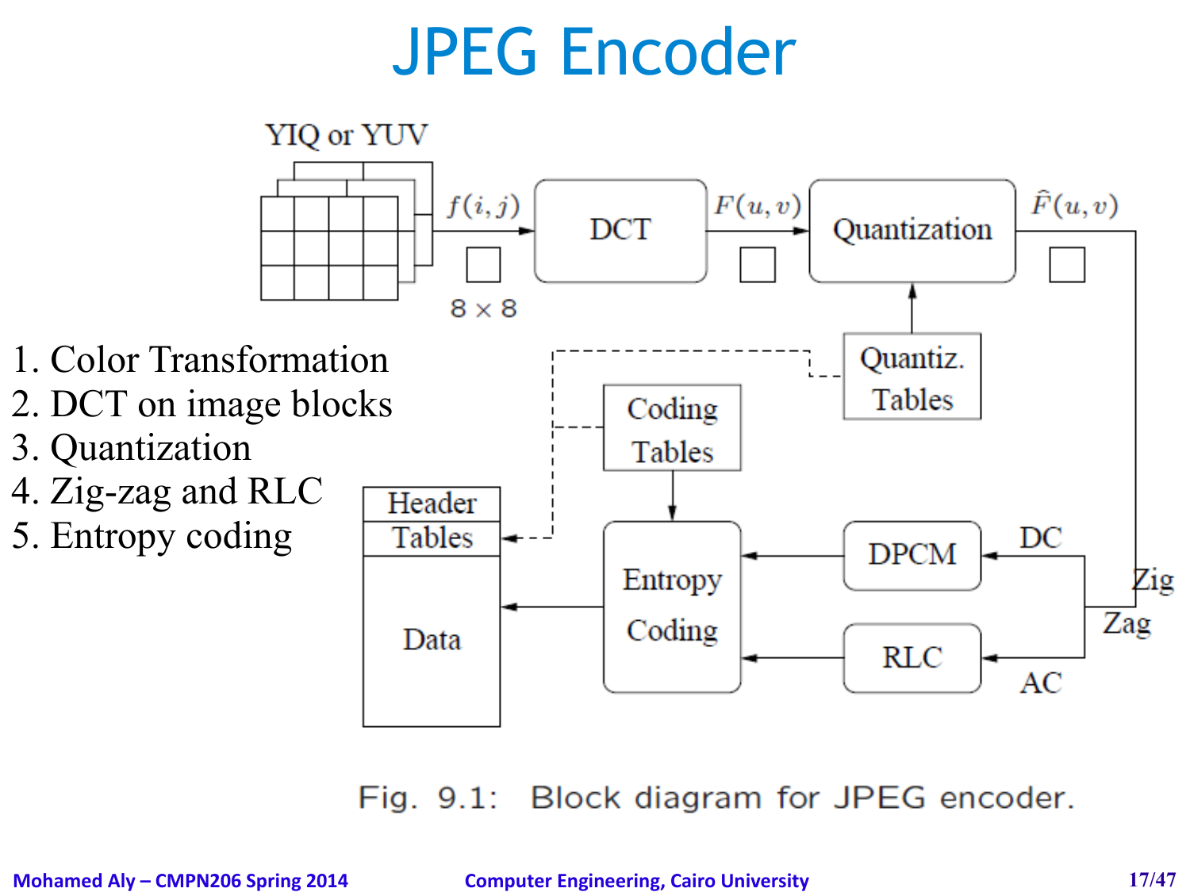# JPEG Encoder

1. Color Transformation
2. DCT on image blocks
3. Quantization
4. Zig-zag and RLC
5. Entropy coding

YIQ or YUV

$f(i,j)$ → DCT → $F(u,v)$ → Quantization → $\hat{F}(u,v)$

$8 \times 8$

Quantiz. Tables

Coding Tables

Header

Tables

Data

Entropy Coding

DPCM

RLC

DC

AC

Zig Zag

Fig. 9.1: Block diagram for JPEG encoder.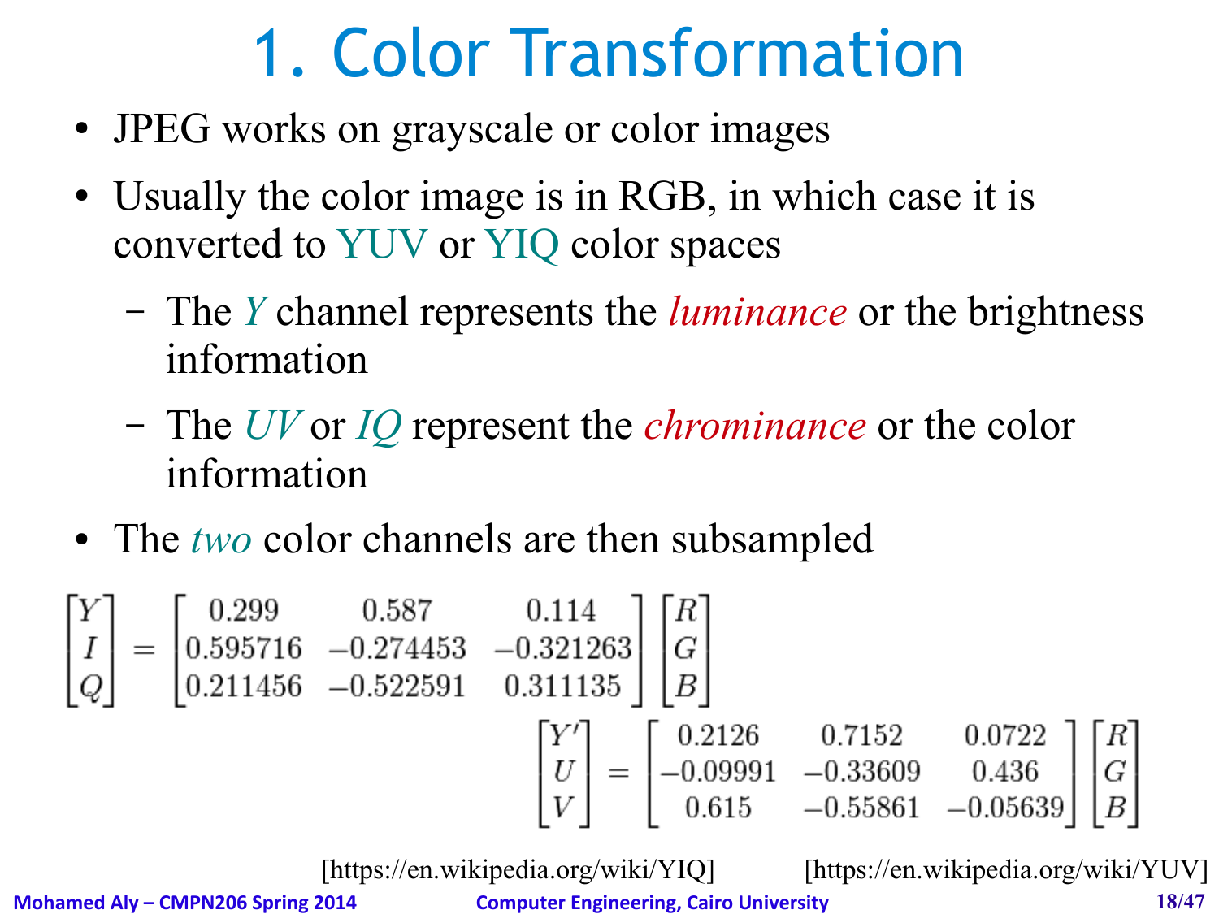# 1. Color Transformation

- JPEG works on grayscale or color images
- Usually the color image is in RGB, in which case it is converted to YUV or YIQ color spaces
  - The *Y* channel represents the *luminance* or the brightness information
  - The *UV* or *IQ* represent the *chrominance* or the color information
- The *two* color channels are then subsampled

$$
\begin{bmatrix} Y \\ I \\ Q \end{bmatrix} = \begin{bmatrix} 0.299 & 0.587 & 0.114 \\ 0.595716 & -0.274453 & -0.321263 \\ 0.211456 & -0.522591 & 0.311135 \end{bmatrix} \begin{bmatrix} R \\ G \\ B \end{bmatrix}
$$

$$
\begin{bmatrix} Y' \\ U \\ V \end{bmatrix} = \begin{bmatrix} 0.2126 & 0.7152 & 0.0722 \\ -0.09991 & -0.33609 & 0.436 \\ 0.615 & -0.55861 & -0.05639 \end{bmatrix} \begin{bmatrix} R \\ G \\ B \end{bmatrix}
$$

[https://en.wikipedia.org/wiki/YIQ] [https://en.wikipedia.org/wiki/YUV]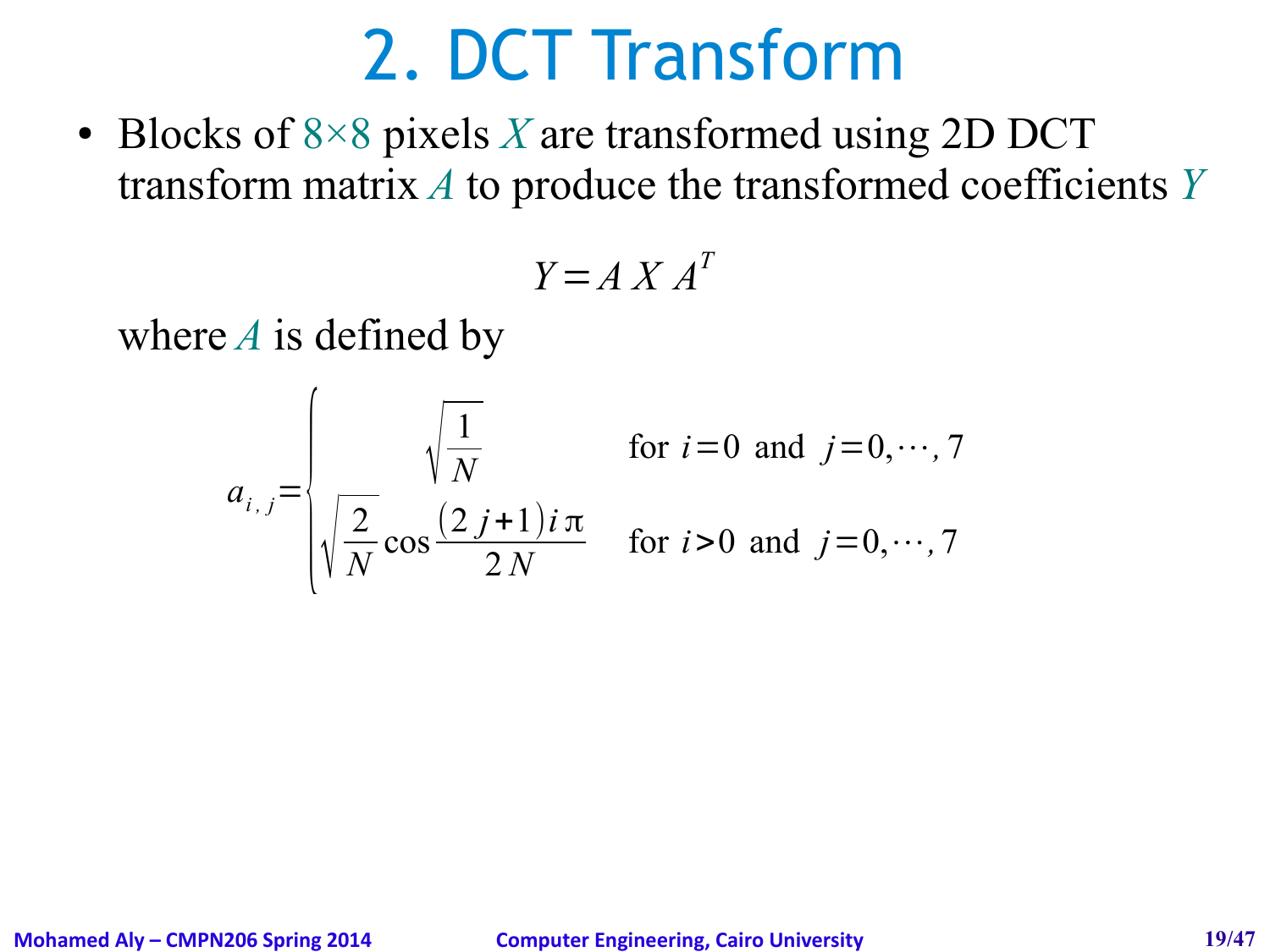# 2. DCT Transform

- Blocks of $8\times8$ pixels $X$ are transformed using 2D DCT transform matrix $A$ to produce the transformed coefficients $Y$

$$Y = A\, X\, A^T$$

where $A$ is defined by

$$a_{i,j} = \begin{cases} \sqrt{\dfrac{1}{N}} & \text{for } i=0 \text{ and } j=0,\cdots,7 \\ \sqrt{\dfrac{2}{N}} \cos\dfrac{(2j+1)i\pi}{2N} & \text{for } i>0 \text{ and } j=0,\cdots,7 \end{cases}$$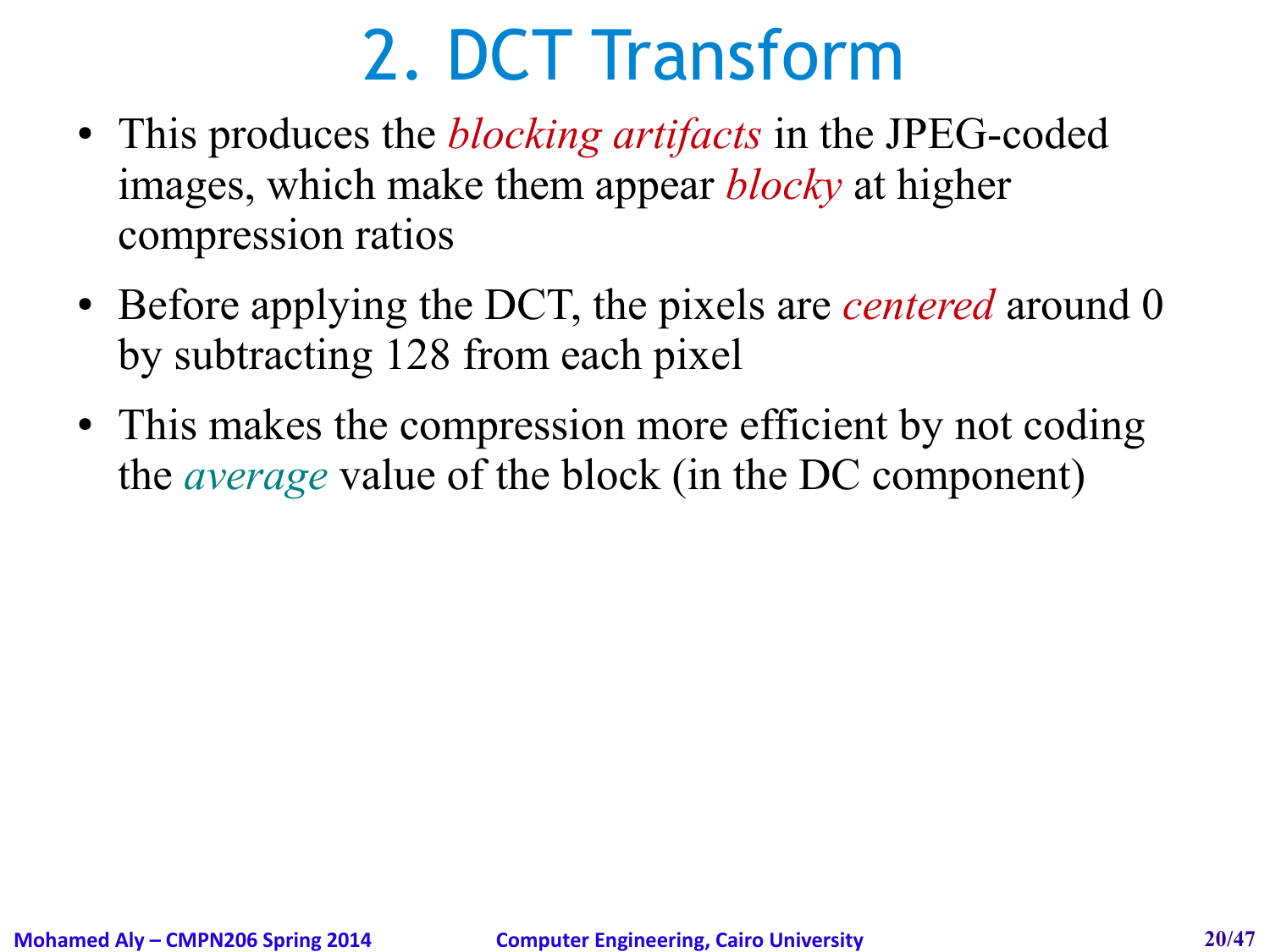# 2. DCT Transform

- This produces the *blocking artifacts* in the JPEG-coded images, which make them appear *blocky* at higher compression ratios
- Before applying the DCT, the pixels are *centered* around 0 by subtracting 128 from each pixel
- This makes the compression more efficient by not coding the *average* value of the block (in the DC component)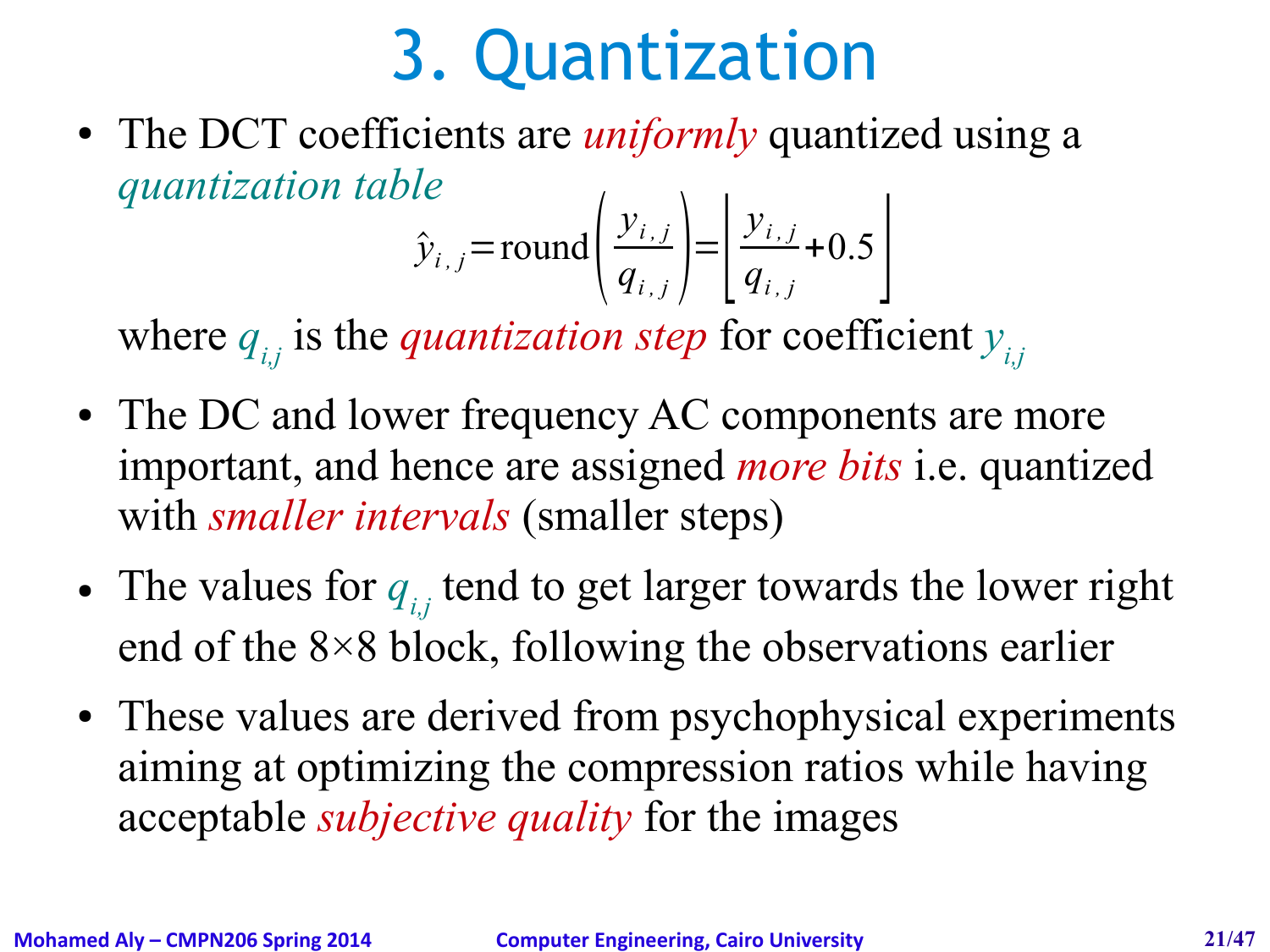# 3. Quantization

- The DCT coefficients are *uniformly* quantized using a *quantization table*

$$\hat{y}_{i,j} = \text{round}\left(\frac{y_{i,j}}{q_{i,j}}\right) = \left\lfloor \frac{y_{i,j}}{q_{i,j}} + 0.5 \right\rfloor$$

  where $q_{i,j}$ is the *quantization step* for coefficient $y_{i,j}$

- The DC and lower frequency AC components are more important, and hence are assigned *more bits* i.e. quantized with *smaller intervals* (smaller steps)
- The values for $q_{i,j}$ tend to get larger towards the lower right end of the 8×8 block, following the observations earlier
- These values are derived from psychophysical experiments aiming at optimizing the compression ratios while having acceptable *subjective quality* for the images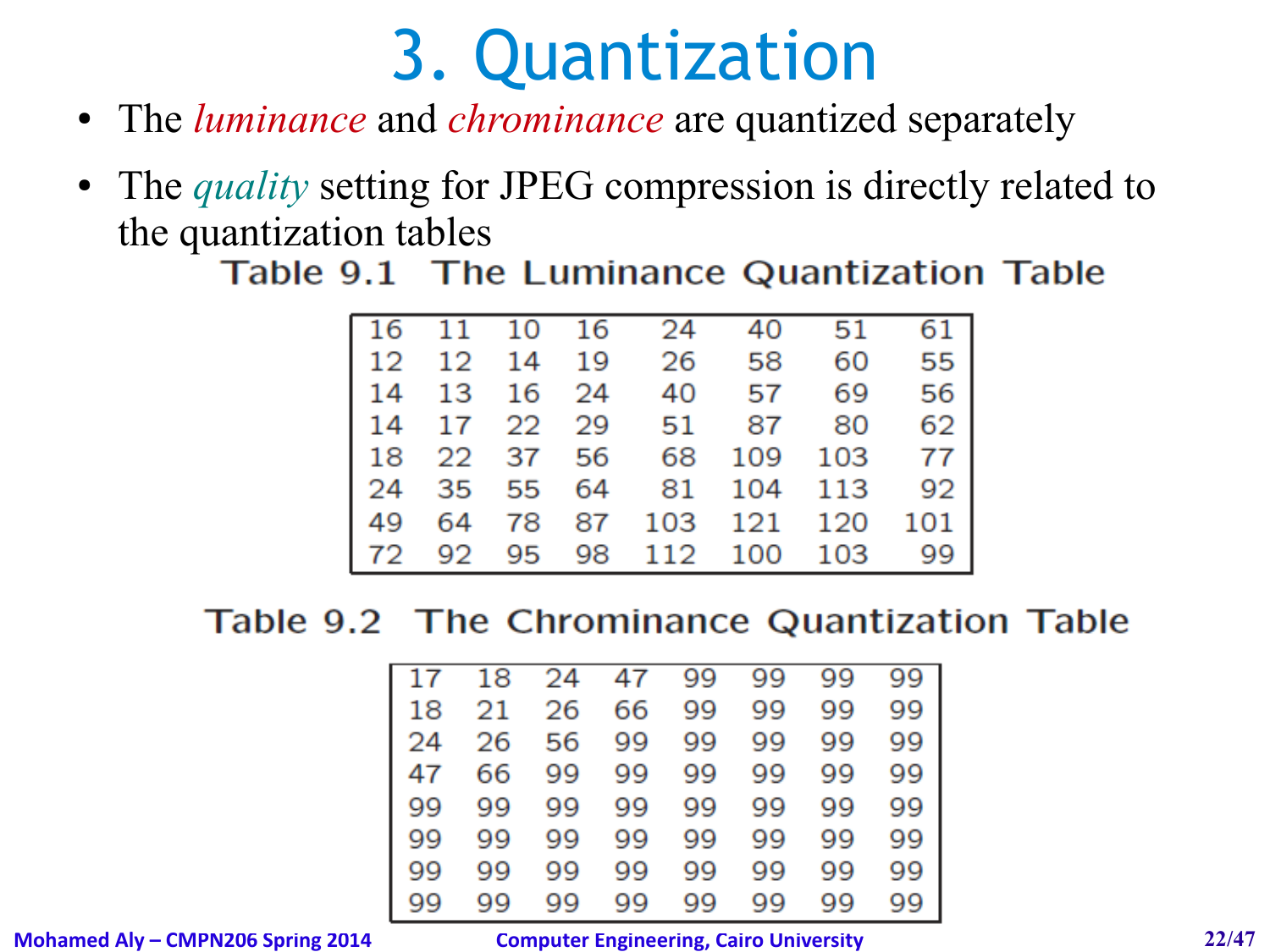# 3. Quantization

- The *luminance* and *chrominance* are quantized separately
- The *quality* setting for JPEG compression is directly related to the quantization tables

**Table 9.1 The Luminance Quantization Table**

| | | | | | | | |
|---|---|---|---|---|---|---|---|
| 16 | 11 | 10 | 16 | 24 | 40 | 51 | 61 |
| 12 | 12 | 14 | 19 | 26 | 58 | 60 | 55 |
| 14 | 13 | 16 | 24 | 40 | 57 | 69 | 56 |
| 14 | 17 | 22 | 29 | 51 | 87 | 80 | 62 |
| 18 | 22 | 37 | 56 | 68 | 109 | 103 | 77 |
| 24 | 35 | 55 | 64 | 81 | 104 | 113 | 92 |
| 49 | 64 | 78 | 87 | 103 | 121 | 120 | 101 |
| 72 | 92 | 95 | 98 | 112 | 100 | 103 | 99 |

**Table 9.2 The Chrominance Quantization Table**

| | | | | | | | |
|---|---|---|---|---|---|---|---|
| 17 | 18 | 24 | 47 | 99 | 99 | 99 | 99 |
| 18 | 21 | 26 | 66 | 99 | 99 | 99 | 99 |
| 24 | 26 | 56 | 99 | 99 | 99 | 99 | 99 |
| 47 | 66 | 99 | 99 | 99 | 99 | 99 | 99 |
| 99 | 99 | 99 | 99 | 99 | 99 | 99 | 99 |
| 99 | 99 | 99 | 99 | 99 | 99 | 99 | 99 |
| 99 | 99 | 99 | 99 | 99 | 99 | 99 | 99 |
| 99 | 99 | 99 | 99 | 99 | 99 | 99 | 99 |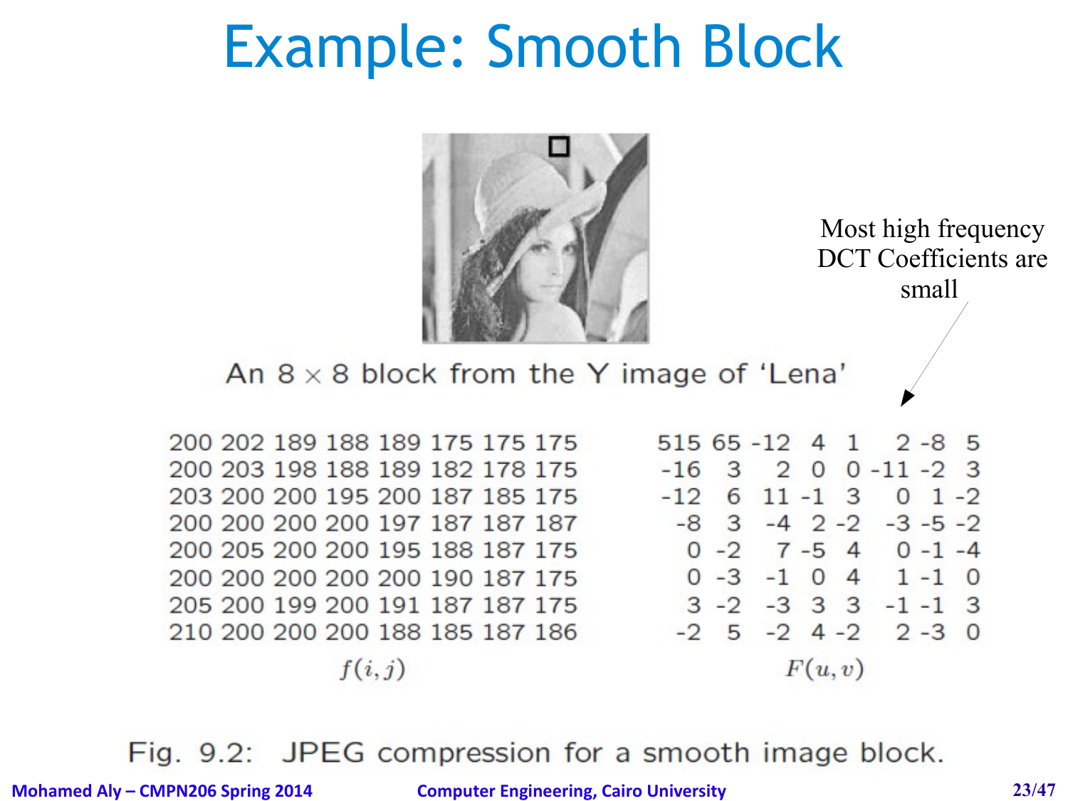# Example: Smooth Block

An 8 × 8 block from the Y image of 'Lena'

Most high frequency DCT Coefficients are small

**$f(i,j)$**

| | | | | | | | |
|---|---|---|---|---|---|---|---|
| 200 | 202 | 189 | 188 | 189 | 175 | 175 | 175 |
| 200 | 203 | 198 | 188 | 189 | 182 | 178 | 175 |
| 203 | 200 | 200 | 195 | 200 | 187 | 185 | 175 |
| 200 | 200 | 200 | 200 | 197 | 187 | 187 | 187 |
| 200 | 205 | 200 | 200 | 195 | 188 | 187 | 175 |
| 200 | 200 | 200 | 200 | 200 | 190 | 187 | 175 |
| 205 | 200 | 199 | 200 | 191 | 187 | 187 | 175 |
| 210 | 200 | 200 | 200 | 188 | 185 | 187 | 186 |

**$F(u,v)$**

| | | | | | | | |
|---|---|---|---|---|---|---|---|
| 515 | 65 | -12 | 4 | 1 | 2 | -8 | 5 |
| -16 | 3 | 2 | 0 | 0 | -11 | -2 | 3 |
| -12 | 6 | 11 | -1 | 3 | 0 | 1 | -2 |
| -8 | 3 | -4 | 2 | -2 | -3 | -5 | -2 |
| 0 | -2 | 7 | -5 | 4 | 0 | -1 | -4 |
| 0 | -3 | -1 | 0 | 4 | 1 | -1 | 0 |
| 3 | -2 | -3 | 3 | 3 | -1 | -1 | 3 |
| -2 | 5 | -2 | 4 | -2 | 2 | -3 | 0 |

Fig. 9.2: JPEG compression for a smooth image block.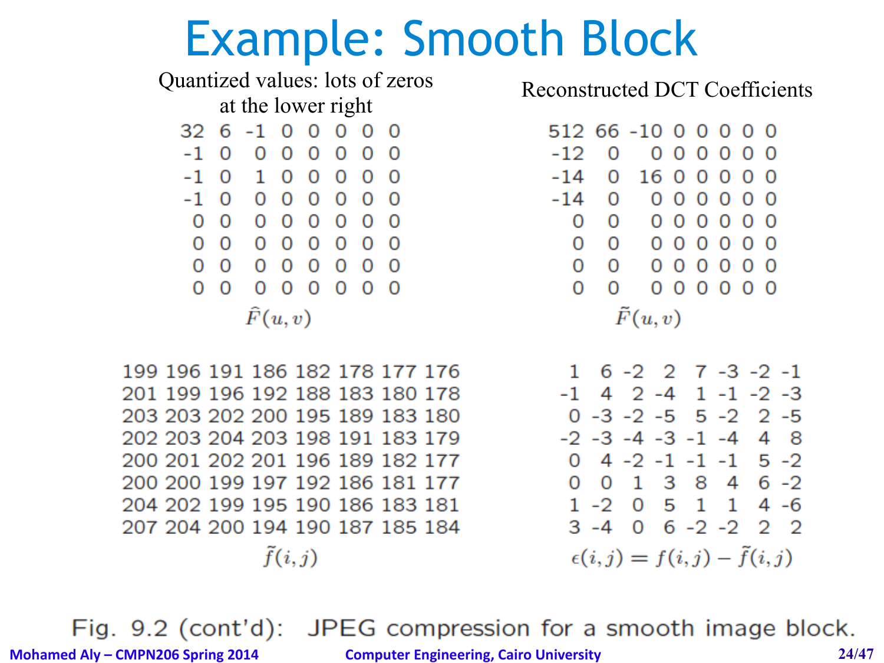# Example: Smooth Block

Quantized values: lots of zeros at the lower right

```
32  6  -1  0  0  0  0  0
-1  0   0  0  0  0  0  0
-1  0   1  0  0  0  0  0
-1  0   0  0  0  0  0  0
 0  0   0  0  0  0  0  0
 0  0   0  0  0  0  0  0
 0  0   0  0  0  0  0  0
 0  0   0  0  0  0  0  0
```

$\hat{F}(u,v)$

Reconstructed DCT Coefficients

```
512  66  -10  0  0  0  0  0
-12   0    0  0  0  0  0  0
-14   0   16  0  0  0  0  0
-14   0    0  0  0  0  0  0
  0   0    0  0  0  0  0  0
  0   0    0  0  0  0  0  0
  0   0    0  0  0  0  0  0
  0   0    0  0  0  0  0  0
```

$\tilde{F}(u,v)$

```
199 196 191 186 182 178 177 176
201 199 196 192 188 183 180 178
203 203 202 200 195 189 183 180
202 203 204 203 198 191 183 179
200 201 202 201 196 189 182 177
200 200 199 197 192 186 181 177
204 202 199 195 190 186 183 181
207 204 200 194 190 187 185 184
```

$\tilde{f}(i,j)$

```
 1   6  -2   2   7  -3  -2  -1
-1   4   2  -4   1  -1  -2  -3
 0  -3  -2  -5   5  -2   2  -5
-2  -3  -4  -3  -1  -4   4   8
 0   4  -2  -1  -1  -1   5  -2
 0   0   1   3   8   4   6  -2
 1  -2   0   5   1   1   4  -6
 3  -4   0   6  -2  -2   2   2
```

$\epsilon(i,j) = f(i,j) - \tilde{f}(i,j)$

Fig. 9.2 (cont'd): JPEG compression for a smooth image block.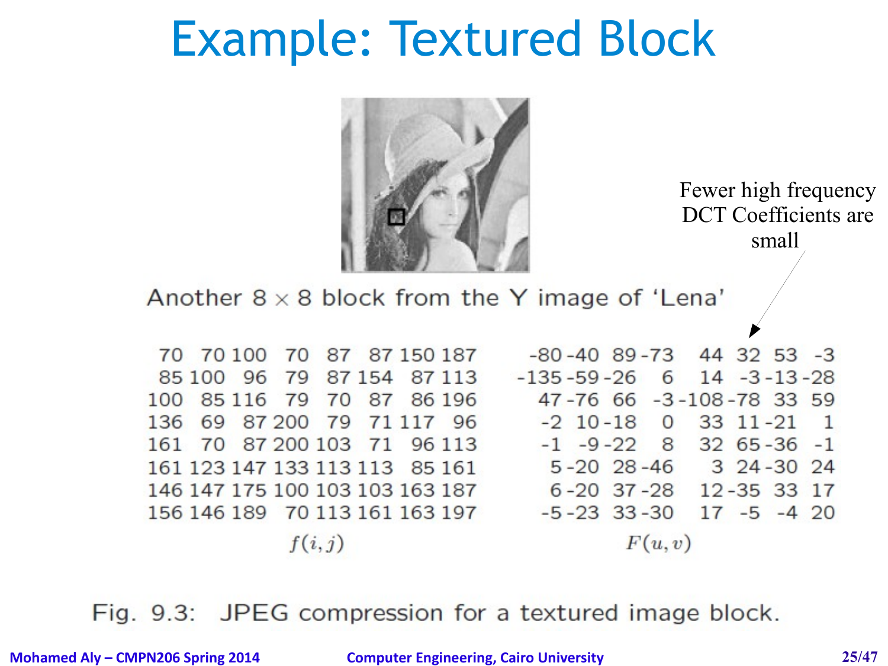# Example: Textured Block

Another 8 × 8 block from the Y image of 'Lena'

Fewer high frequency DCT Coefficients are small

$f(i,j)$:

| | | | | | | | |
|---|---|---|---|---|---|---|---|
| 70 | 70 | 100 | 70 | 87 | 87 | 150 | 187 |
| 85 | 100 | 96 | 79 | 87 | 154 | 87 | 113 |
| 100 | 85 | 116 | 79 | 70 | 87 | 86 | 196 |
| 136 | 69 | 87 | 200 | 79 | 71 | 117 | 96 |
| 161 | 70 | 87 | 200 | 103 | 71 | 96 | 113 |
| 161 | 123 | 147 | 133 | 113 | 113 | 85 | 161 |
| 146 | 147 | 175 | 100 | 103 | 103 | 163 | 187 |
| 156 | 146 | 189 | 70 | 113 | 161 | 163 | 197 |

$F(u,v)$:

| | | | | | | | |
|---|---|---|---|---|---|---|---|
| -80 | -40 | 89 | -73 | 44 | 32 | 53 | -3 |
| -135 | -59 | -26 | 6 | 14 | -3 | -13 | -28 |
| 47 | -76 | 66 | -3 | -108 | -78 | 33 | 59 |
| -2 | 10 | -18 | 0 | 33 | 11 | -21 | 1 |
| -1 | -9 | -22 | 8 | 32 | 65 | -36 | -1 |
| 5 | -20 | 28 | -46 | 3 | 24 | -30 | 24 |
| 6 | -20 | 37 | -28 | 12 | -35 | 33 | 17 |
| -5 | -23 | 33 | -30 | 17 | -5 | -4 | 20 |

Fig. 9.3: JPEG compression for a textured image block.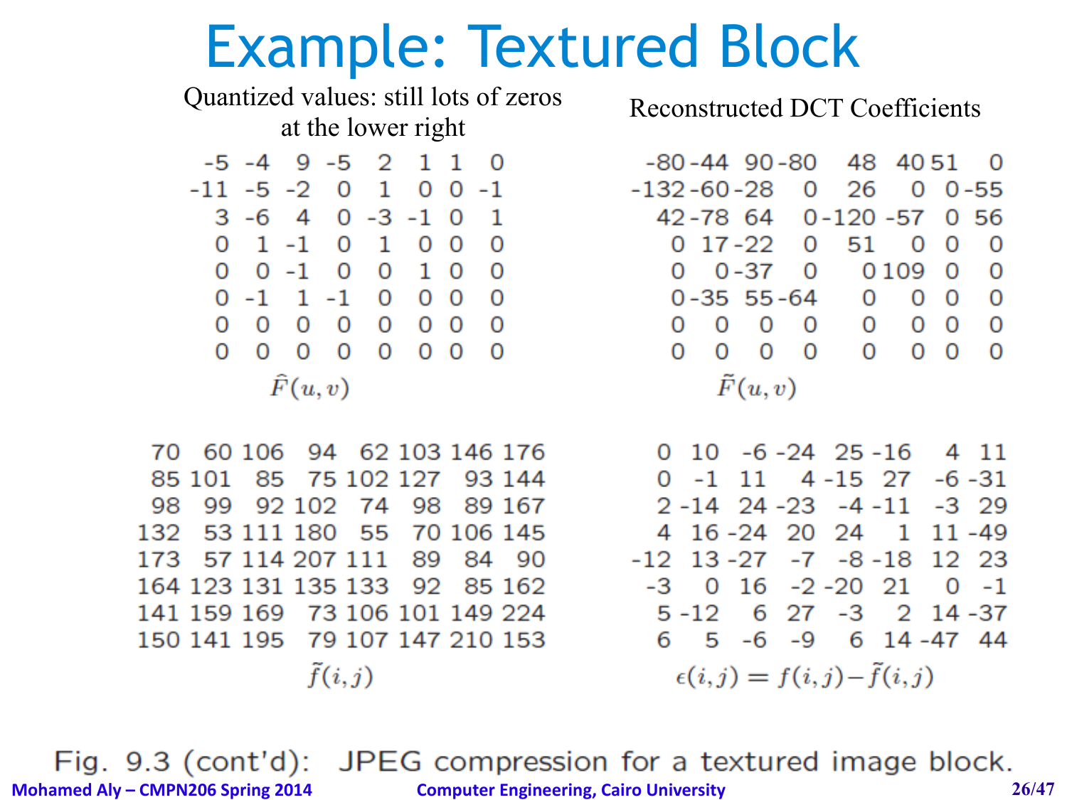# Example: Textured Block

Quantized values: still lots of zeros at the lower right

| | | | | | | | |
|---|---|---|---|---|---|---|---|
| -5 | -4 | 9 | -5 | 2 | 1 | 1 | 0 |
| -11 | -5 | -2 | 0 | 1 | 0 | 0 | -1 |
| 3 | -6 | 4 | 0 | -3 | -1 | 0 | 1 |
| 0 | 1 | -1 | 0 | 1 | 0 | 0 | 0 |
| 0 | 0 | -1 | 0 | 0 | 1 | 0 | 0 |
| 0 | -1 | 1 | -1 | 0 | 0 | 0 | 0 |
| 0 | 0 | 0 | 0 | 0 | 0 | 0 | 0 |
| 0 | 0 | 0 | 0 | 0 | 0 | 0 | 0 |

$\hat{F}(u,v)$

Reconstructed DCT Coefficients

| | | | | | | | |
|---|---|---|---|---|---|---|---|
| -80 | -44 | 90 | -80 | 48 | 40 | 51 | 0 |
| -132 | -60 | -28 | 0 | 26 | 0 | 0 | -55 |
| 42 | -78 | 64 | 0 | -120 | -57 | 0 | 56 |
| 0 | 17 | -22 | 0 | 51 | 0 | 0 | 0 |
| 0 | 0 | -37 | 0 | 0 | 109 | 0 | 0 |
| 0 | -35 | 55 | -64 | 0 | 0 | 0 | 0 |
| 0 | 0 | 0 | 0 | 0 | 0 | 0 | 0 |
| 0 | 0 | 0 | 0 | 0 | 0 | 0 | 0 |

$\tilde{F}(u,v)$

| | | | | | | | |
|---|---|---|---|---|---|---|---|
| 70 | 60 | 106 | 94 | 62 | 103 | 146 | 176 |
| 85 | 101 | 85 | 75 | 102 | 127 | 93 | 144 |
| 98 | 99 | 92 | 102 | 74 | 98 | 89 | 167 |
| 132 | 53 | 111 | 180 | 55 | 70 | 106 | 145 |
| 173 | 57 | 114 | 207 | 111 | 89 | 84 | 90 |
| 164 | 123 | 131 | 135 | 133 | 92 | 85 | 162 |
| 141 | 159 | 169 | 73 | 106 | 101 | 149 | 224 |
| 150 | 141 | 195 | 79 | 107 | 147 | 210 | 153 |

$\tilde{f}(i,j)$

| | | | | | | | |
|---|---|---|---|---|---|---|---|
| 0 | 10 | -6 | -24 | 25 | -16 | 4 | 11 |
| 0 | -1 | 11 | 4 | -15 | 27 | -6 | -31 |
| 2 | -14 | 24 | -23 | -4 | -11 | -3 | 29 |
| 4 | 16 | -24 | 20 | 24 | 1 | 11 | -49 |
| -12 | 13 | -27 | -7 | -8 | -18 | 12 | 23 |
| -3 | 0 | 16 | -2 | -20 | 21 | 0 | -1 |
| 5 | -12 | 6 | 27 | -3 | 2 | 14 | -37 |
| 6 | 5 | -6 | -9 | 6 | 14 | -47 | 44 |

$\epsilon(i,j) = f(i,j) - \tilde{f}(i,j)$

Fig. 9.3 (cont'd): JPEG compression for a textured image block.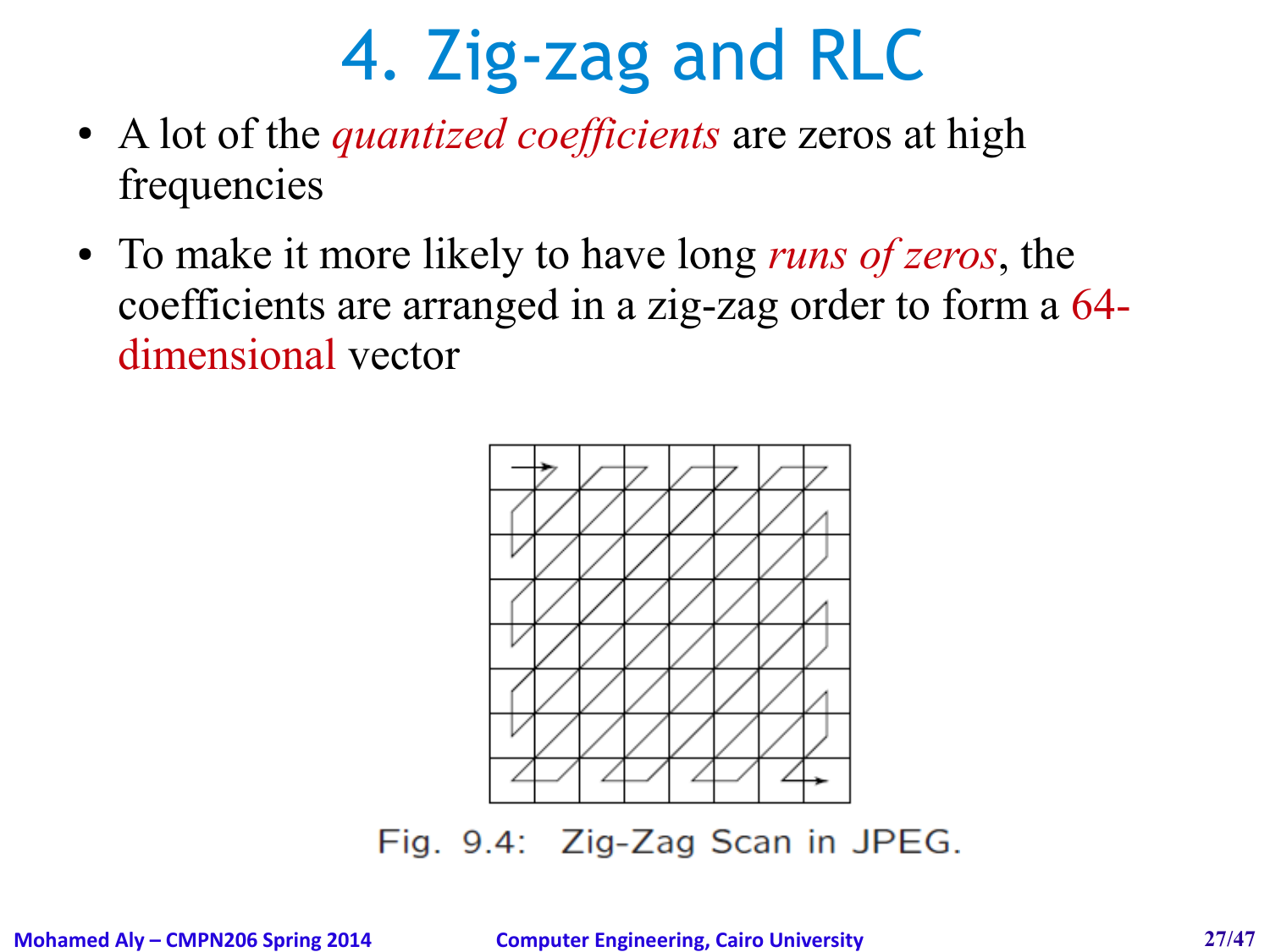# 4. Zig-zag and RLC

- A lot of the *quantized coefficients* are zeros at high frequencies
- To make it more likely to have long *runs of zeros*, the coefficients are arranged in a zig-zag order to form a 64-dimensional vector

Fig. 9.4: Zig-Zag Scan in JPEG.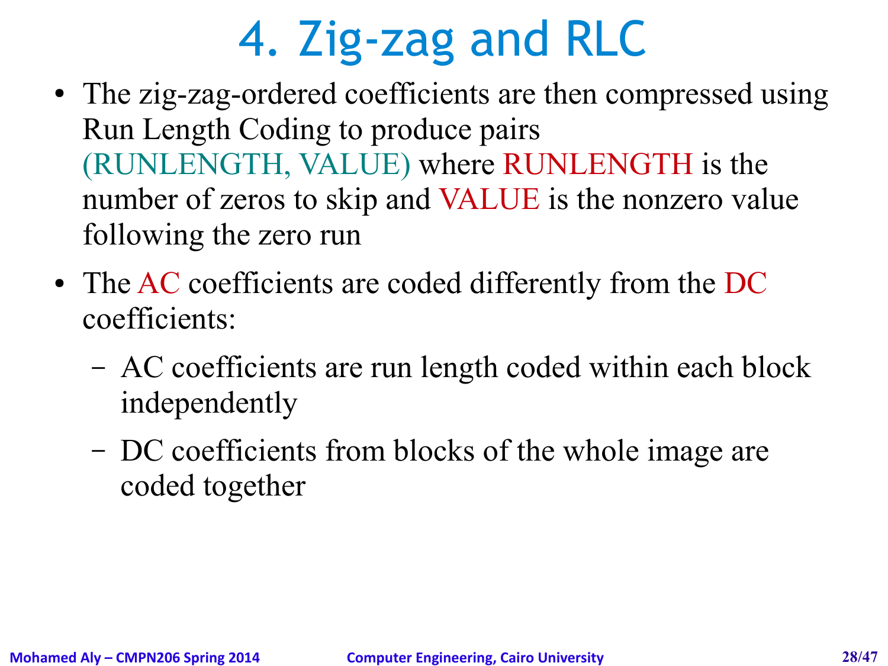# 4. Zig-zag and RLC

- The zig-zag-ordered coefficients are then compressed using Run Length Coding to produce pairs (RUNLENGTH, VALUE) where RUNLENGTH is the number of zeros to skip and VALUE is the nonzero value following the zero run
- The AC coefficients are coded differently from the DC coefficients:
  - AC coefficients are run length coded within each block independently
  - DC coefficients from blocks of the whole image are coded together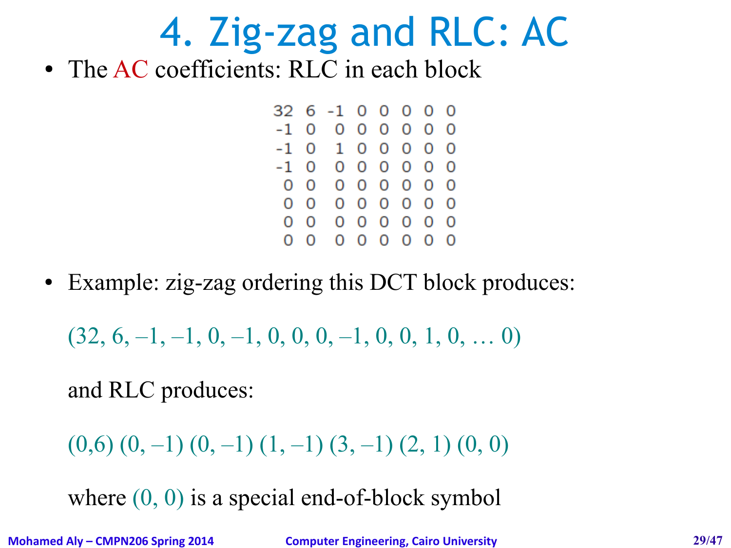# 4. Zig-zag and RLC: AC

- The AC coefficients: RLC in each block

```
32  6  -1  0  0  0  0  0
-1  0   0  0  0  0  0  0
-1  0   1  0  0  0  0  0
-1  0   0  0  0  0  0  0
 0  0   0  0  0  0  0  0
 0  0   0  0  0  0  0  0
 0  0   0  0  0  0  0  0
 0  0   0  0  0  0  0  0
```

- Example: zig-zag ordering this DCT block produces:

  (32, 6, –1, –1, 0, –1, 0, 0, 0, –1, 0, 0, 1, 0, … 0)

  and RLC produces:

  (0,6) (0, –1) (0, –1) (1, –1) (3, –1) (2, 1) (0, 0)

  where (0, 0) is a special end-of-block symbol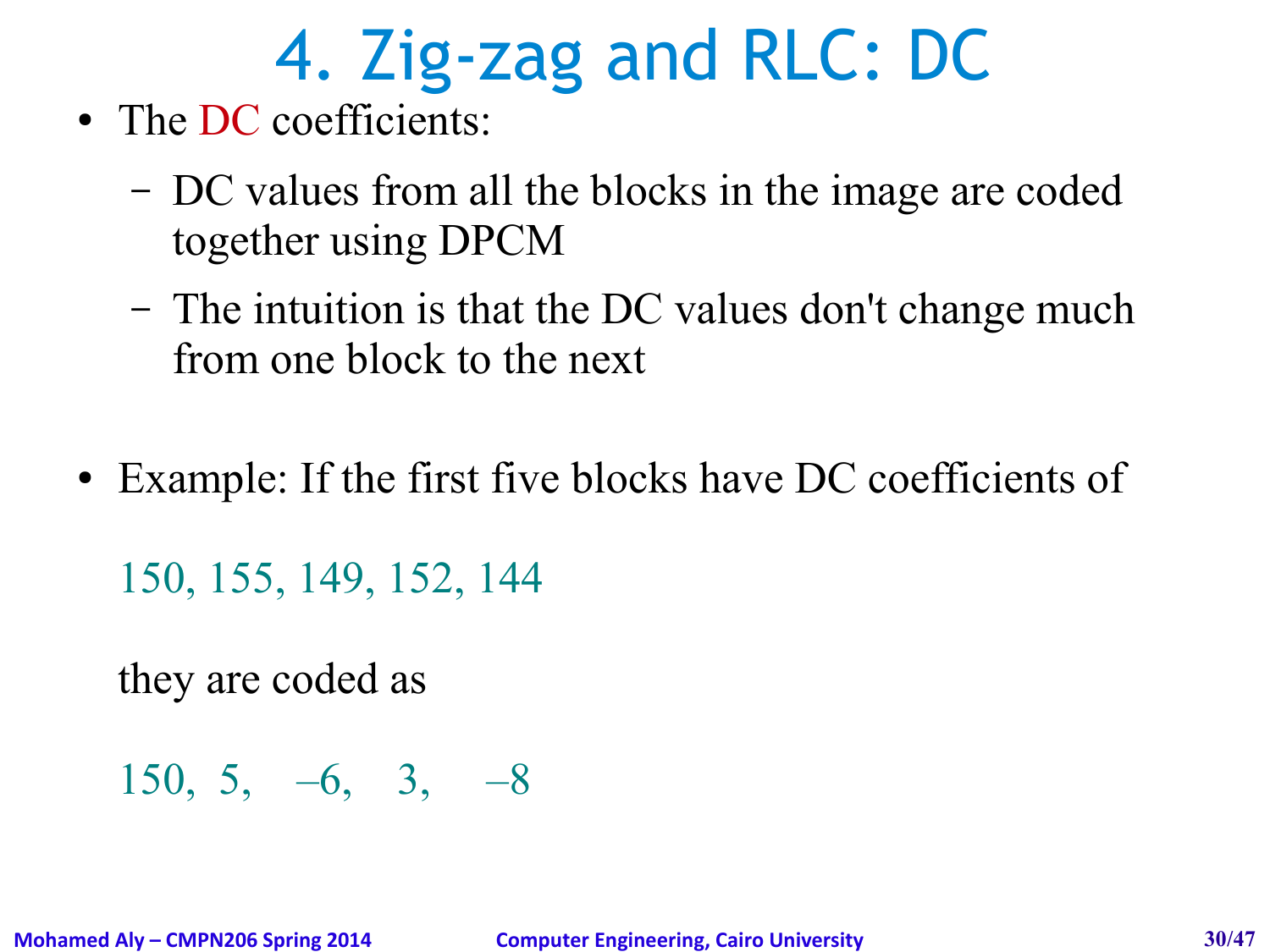# 4. Zig-zag and RLC: DC

- The DC coefficients:
  - DC values from all the blocks in the image are coded together using DPCM
  - The intuition is that the DC values don't change much from one block to the next

- Example: If the first five blocks have DC coefficients of

  150, 155, 149, 152, 144

  they are coded as

  150, 5, –6, 3, –8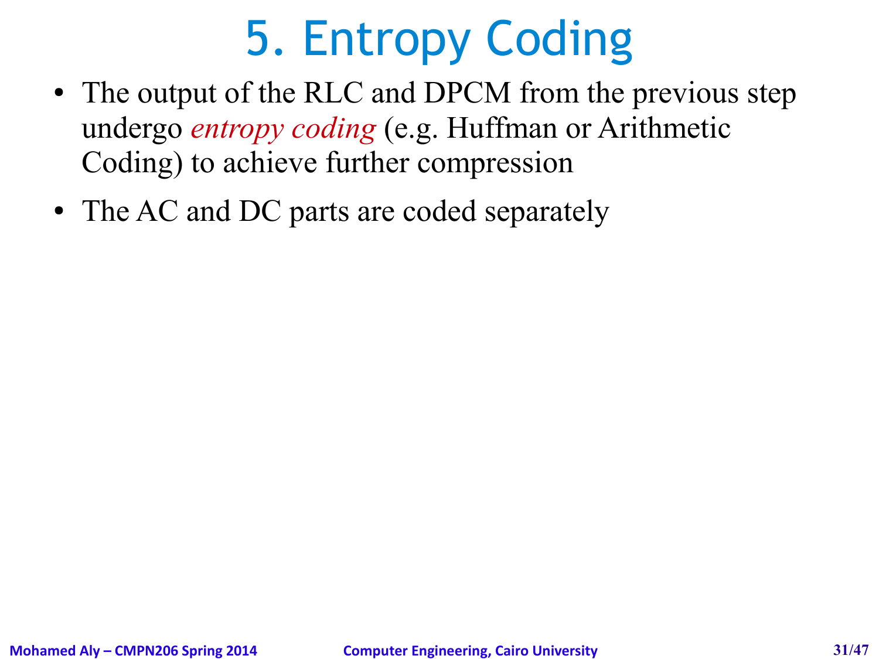# 5. Entropy Coding

- The output of the RLC and DPCM from the previous step undergo *entropy coding* (e.g. Huffman or Arithmetic Coding) to achieve further compression
- The AC and DC parts are coded separately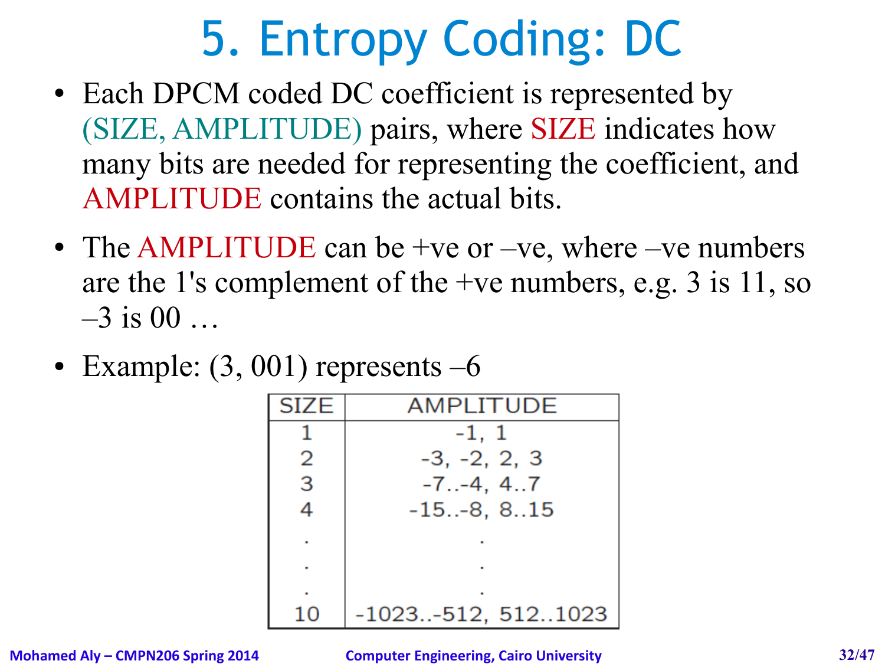# 5. Entropy Coding: DC

- Each DPCM coded DC coefficient is represented by (SIZE, AMPLITUDE) pairs, where SIZE indicates how many bits are needed for representing the coefficient, and AMPLITUDE contains the actual bits.
- The AMPLITUDE can be +ve or –ve, where –ve numbers are the 1's complement of the +ve numbers, e.g. 3 is 11, so –3 is 00 …
- Example: (3, 001) represents –6

| SIZE | AMPLITUDE |
|---|---|
| 1 | -1, 1 |
| 2 | -3, -2, 2, 3 |
| 3 | -7..-4, 4..7 |
| 4 | -15..-8, 8..15 |
| . | . |
| . | . |
| . | . |
| 10 | -1023..-512, 512..1023 |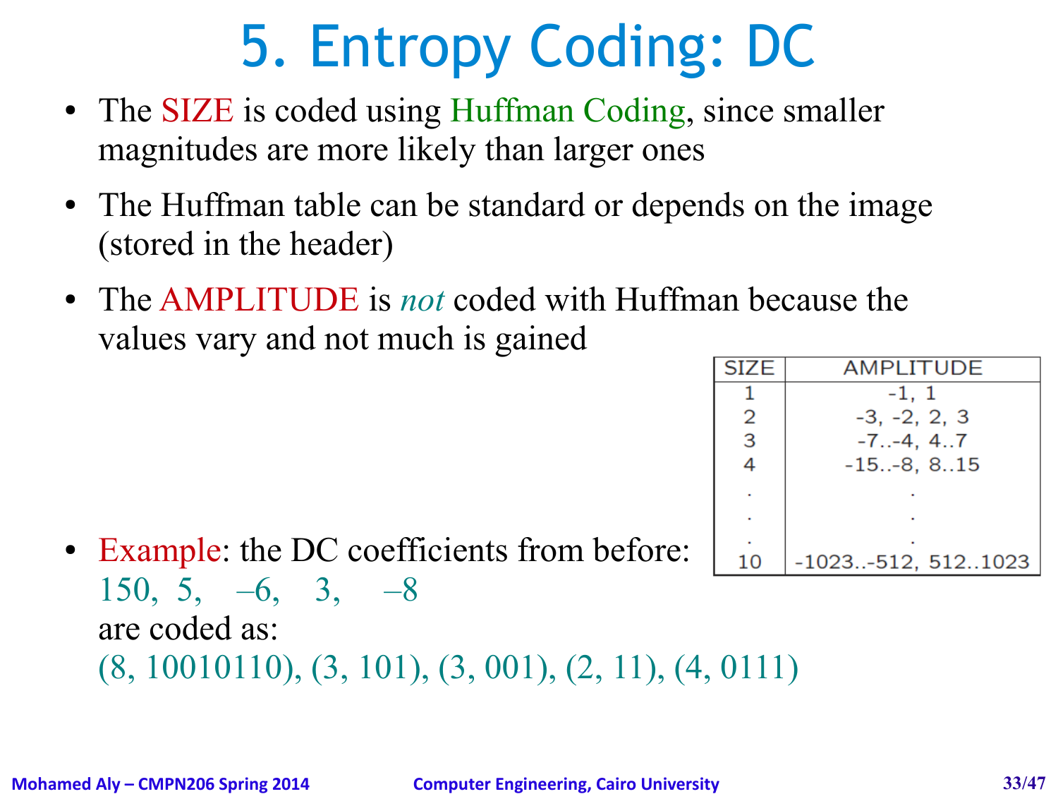# 5. Entropy Coding: DC

- The SIZE is coded using Huffman Coding, since smaller magnitudes are more likely than larger ones
- The Huffman table can be standard or depends on the image (stored in the header)
- The AMPLITUDE is *not* coded with Huffman because the values vary and not much is gained

| SIZE | AMPLITUDE |
|---|---|
| 1 | -1, 1 |
| 2 | -3, -2, 2, 3 |
| 3 | -7..-4, 4..7 |
| 4 | -15..-8, 8..15 |
| . | . |
| . | . |
| . | . |
| 10 | -1023..-512, 512..1023 |

- Example: the DC coefficients from before:
  150, 5, –6, 3, –8
  are coded as:
  (8, 10010110), (3, 101), (3, 001), (2, 11), (4, 0111)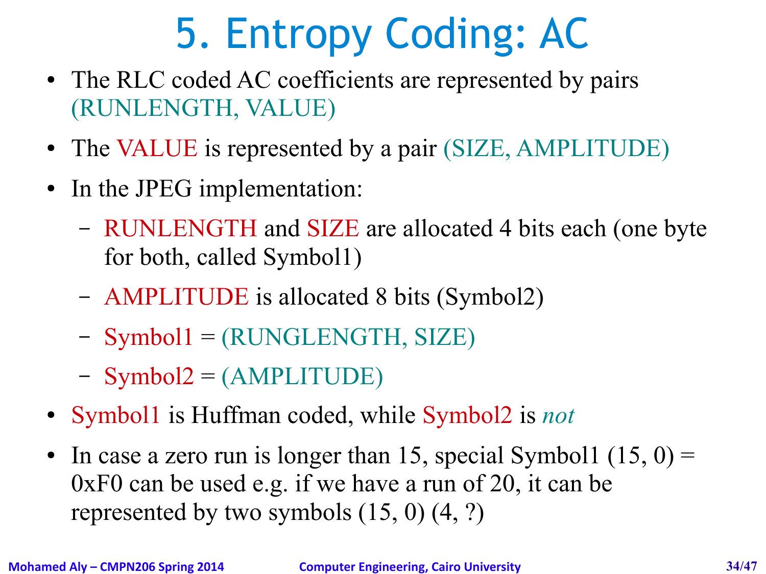# 5. Entropy Coding: AC

- The RLC coded AC coefficients are represented by pairs (RUNLENGTH, VALUE)
- The VALUE is represented by a pair (SIZE, AMPLITUDE)
- In the JPEG implementation:
  - RUNLENGTH and SIZE are allocated 4 bits each (one byte for both, called Symbol1)
  - AMPLITUDE is allocated 8 bits (Symbol2)
  - Symbol1 = (RUNGLENGTH, SIZE)
  - Symbol2 = (AMPLITUDE)
- Symbol1 is Huffman coded, while Symbol2 is *not*
- In case a zero run is longer than 15, special Symbol1 (15, 0) = 0xF0 can be used e.g. if we have a run of 20, it can be represented by two symbols (15, 0) (4, ?)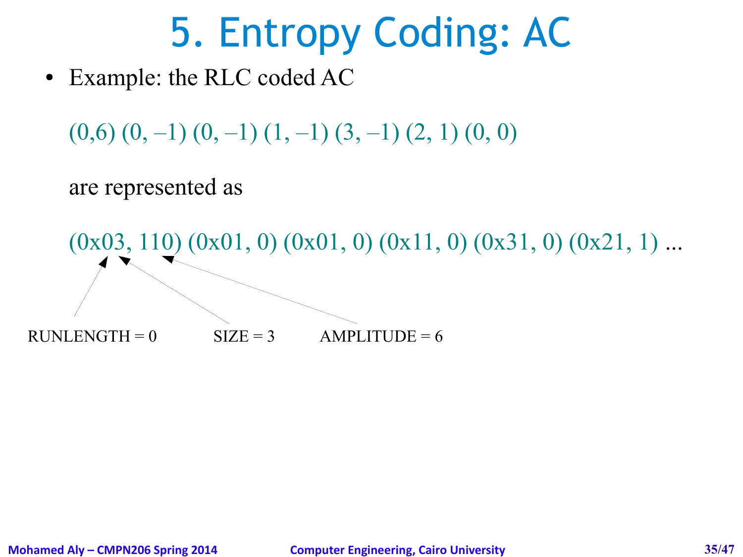# 5. Entropy Coding: AC

- Example: the RLC coded AC

  (0,6) (0, –1) (0, –1) (1, –1) (3, –1) (2, 1) (0, 0)

  are represented as

  (0x03, 110) (0x01, 0) (0x01, 0) (0x11, 0) (0x31, 0) (0x21, 1) ...

RUNLENGTH = 0 SIZE = 3 AMPLITUDE = 6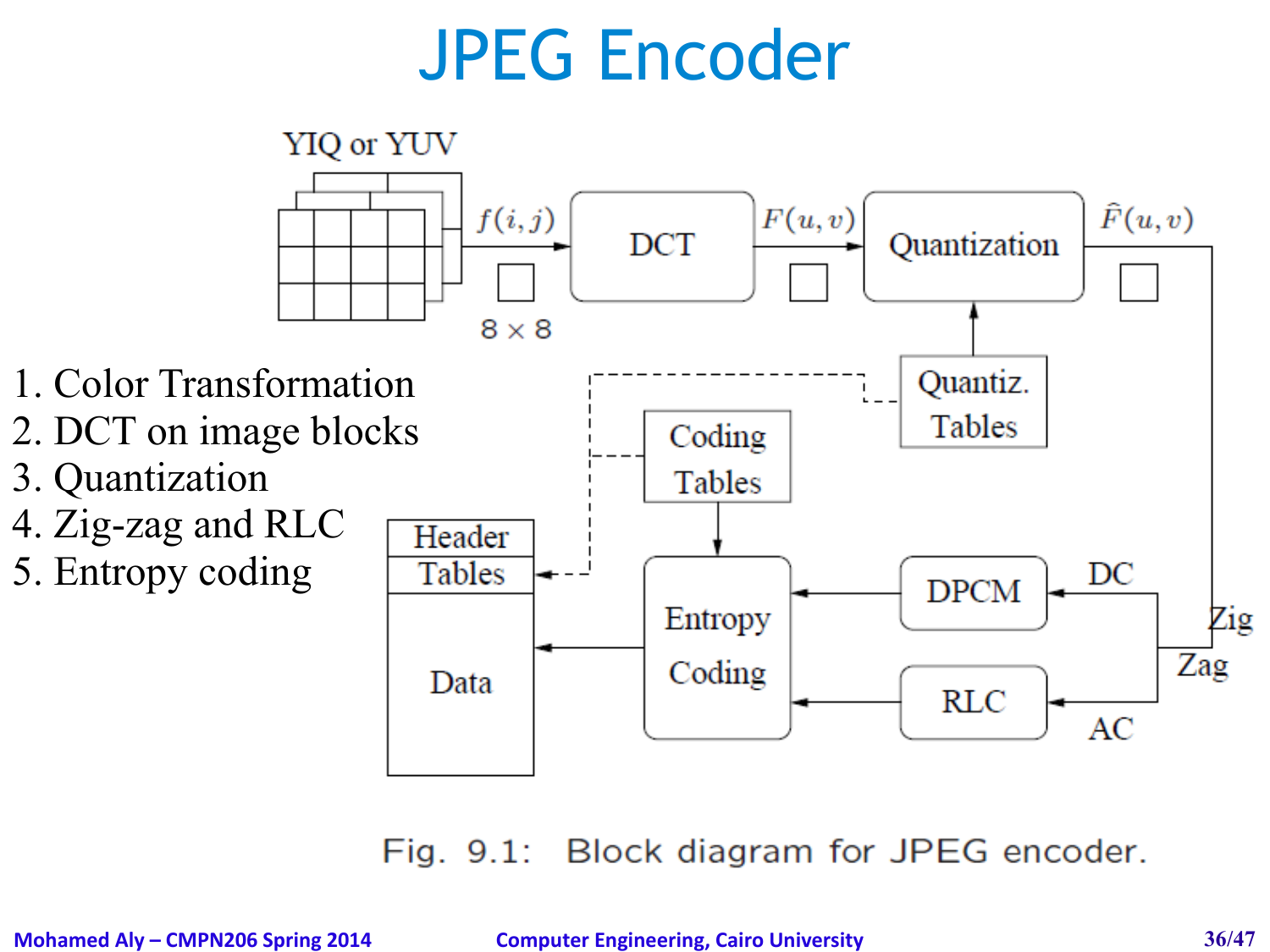# JPEG Encoder

1. Color Transformation
2. DCT on image blocks
3. Quantization
4. Zig-zag and RLC
5. Entropy coding

Fig. 9.1: Block diagram for JPEG encoder.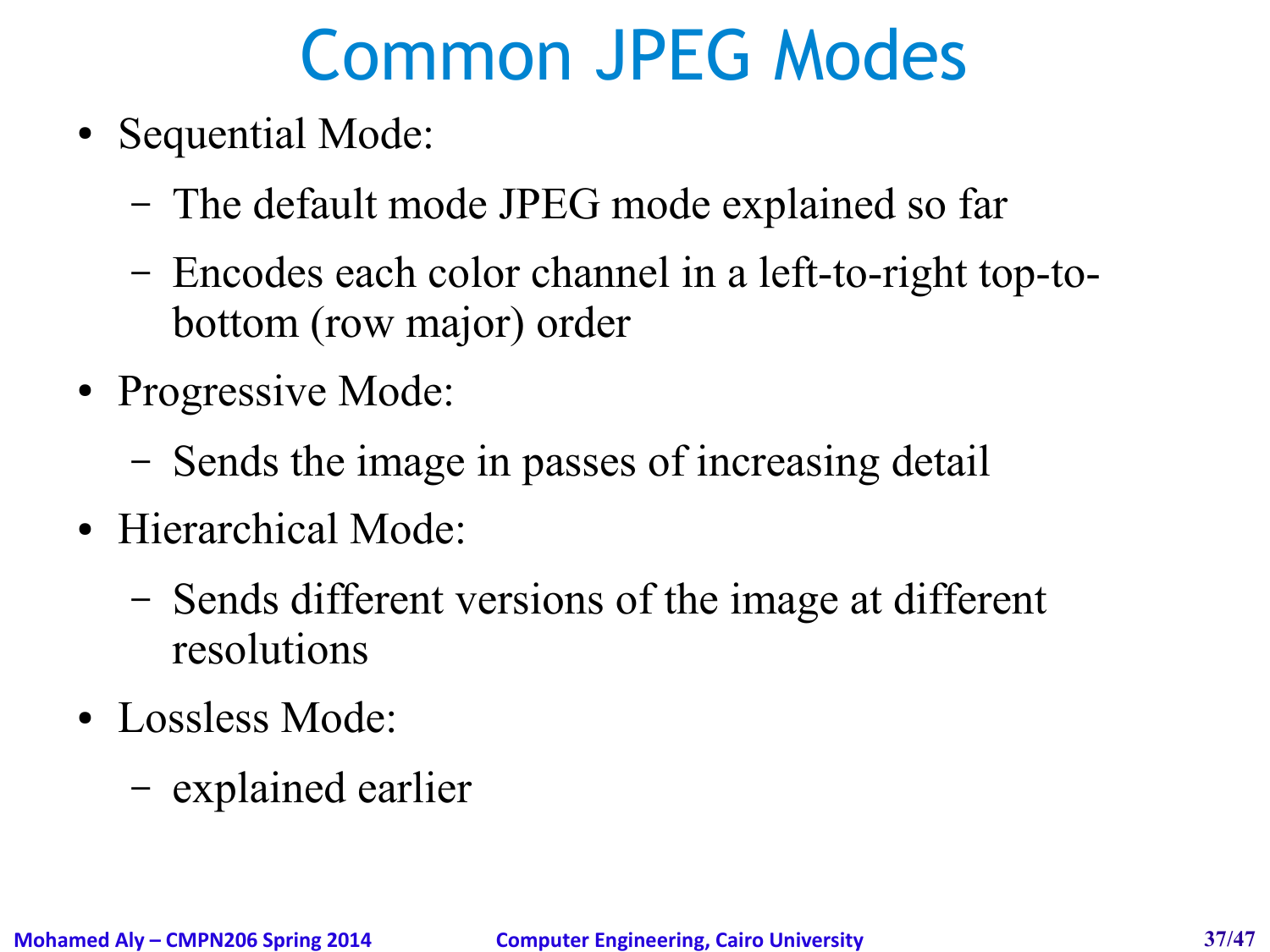# Common JPEG Modes

- Sequential Mode:
  - The default mode JPEG mode explained so far
  - Encodes each color channel in a left-to-right top-to-bottom (row major) order
- Progressive Mode:
  - Sends the image in passes of increasing detail
- Hierarchical Mode:
  - Sends different versions of the image at different resolutions
- Lossless Mode:
  - explained earlier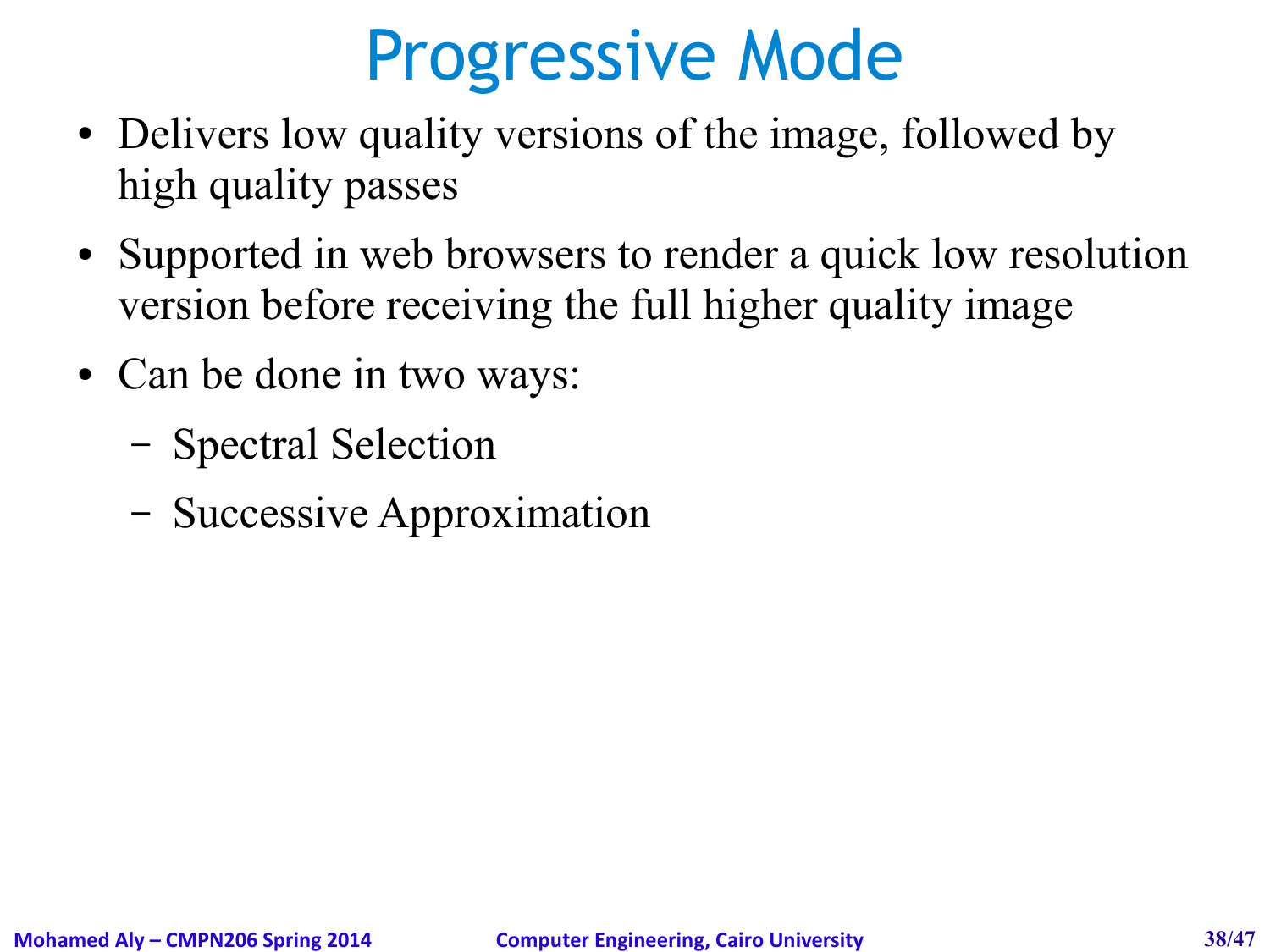# Progressive Mode

- Delivers low quality versions of the image, followed by high quality passes
- Supported in web browsers to render a quick low resolution version before receiving the full higher quality image
- Can be done in two ways:
  - Spectral Selection
  - Successive Approximation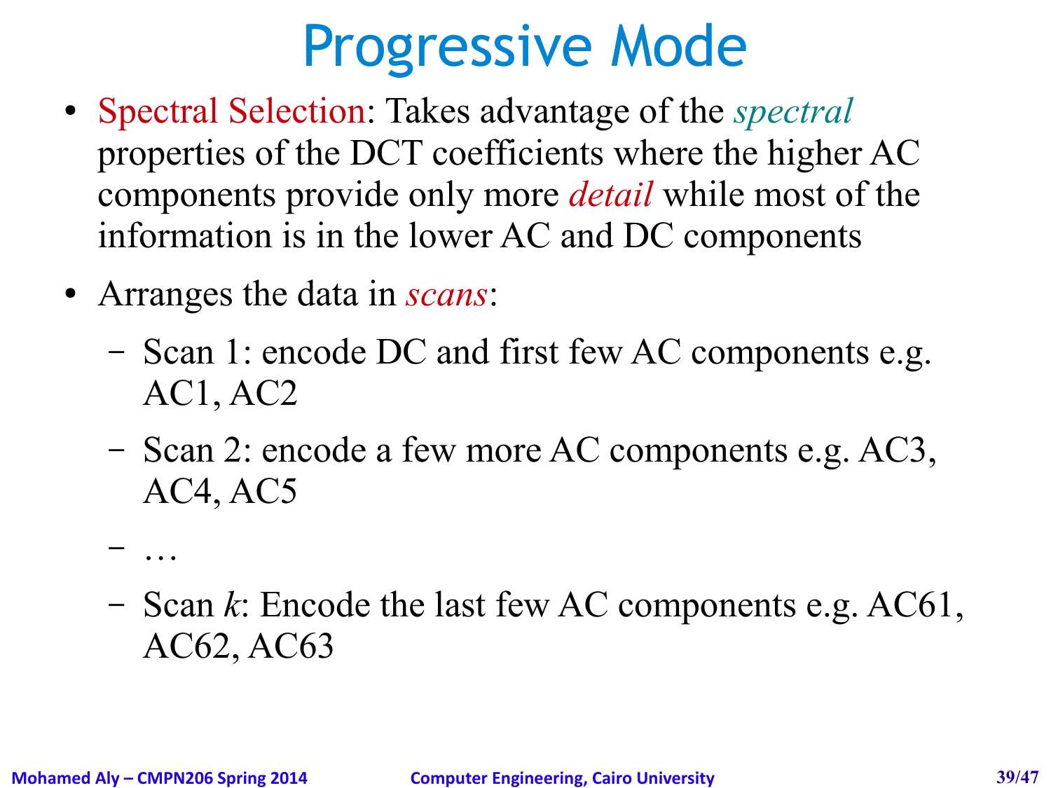# Progressive Mode

- Spectral Selection: Takes advantage of the *spectral* properties of the DCT coefficients where the higher AC components provide only more *detail* while most of the information is in the lower AC and DC components
- Arranges the data in *scans*:
  - Scan 1: encode DC and first few AC components e.g. AC1, AC2
  - Scan 2: encode a few more AC components e.g. AC3, AC4, AC5
  - …
  - Scan *k*: Encode the last few AC components e.g. AC61, AC62, AC63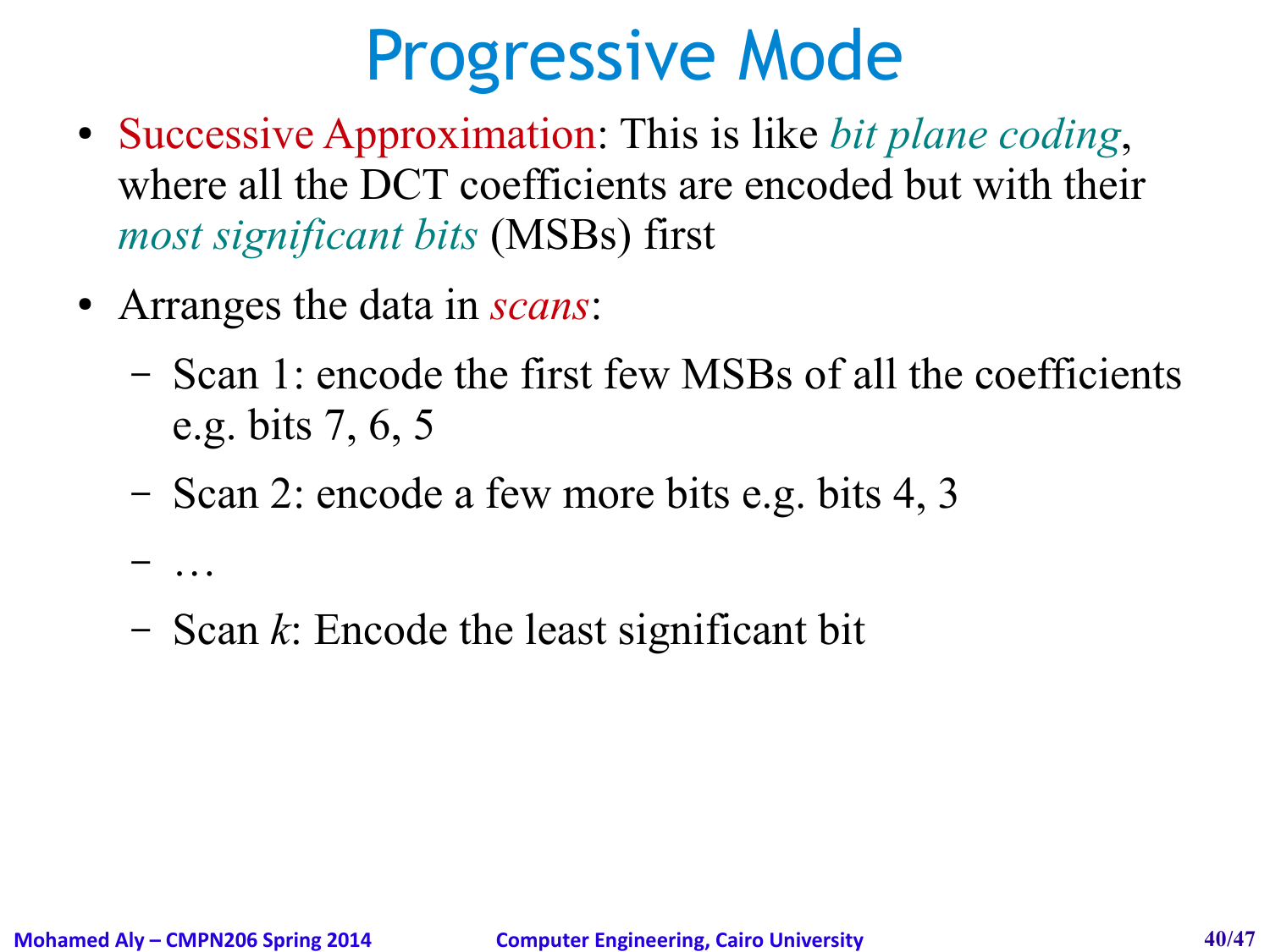# Progressive Mode

- Successive Approximation: This is like *bit plane coding*, where all the DCT coefficients are encoded but with their *most significant bits* (MSBs) first
- Arranges the data in *scans*:
  - Scan 1: encode the first few MSBs of all the coefficients e.g. bits 7, 6, 5
  - Scan 2: encode a few more bits e.g. bits 4, 3
  - …
  - Scan *k*: Encode the least significant bit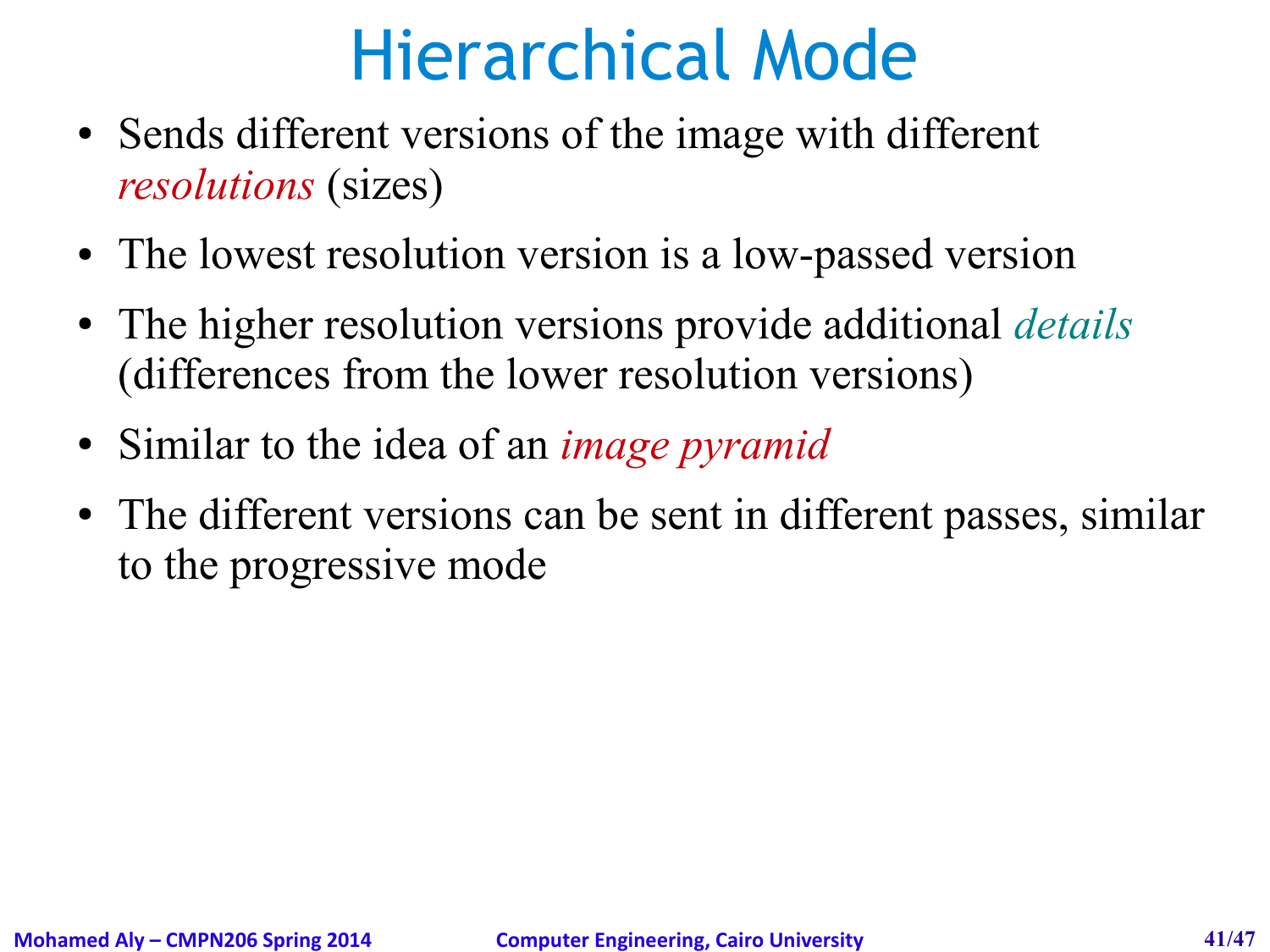# Hierarchical Mode

- Sends different versions of the image with different *resolutions* (sizes)
- The lowest resolution version is a low-passed version
- The higher resolution versions provide additional *details* (differences from the lower resolution versions)
- Similar to the idea of an *image pyramid*
- The different versions can be sent in different passes, similar to the progressive mode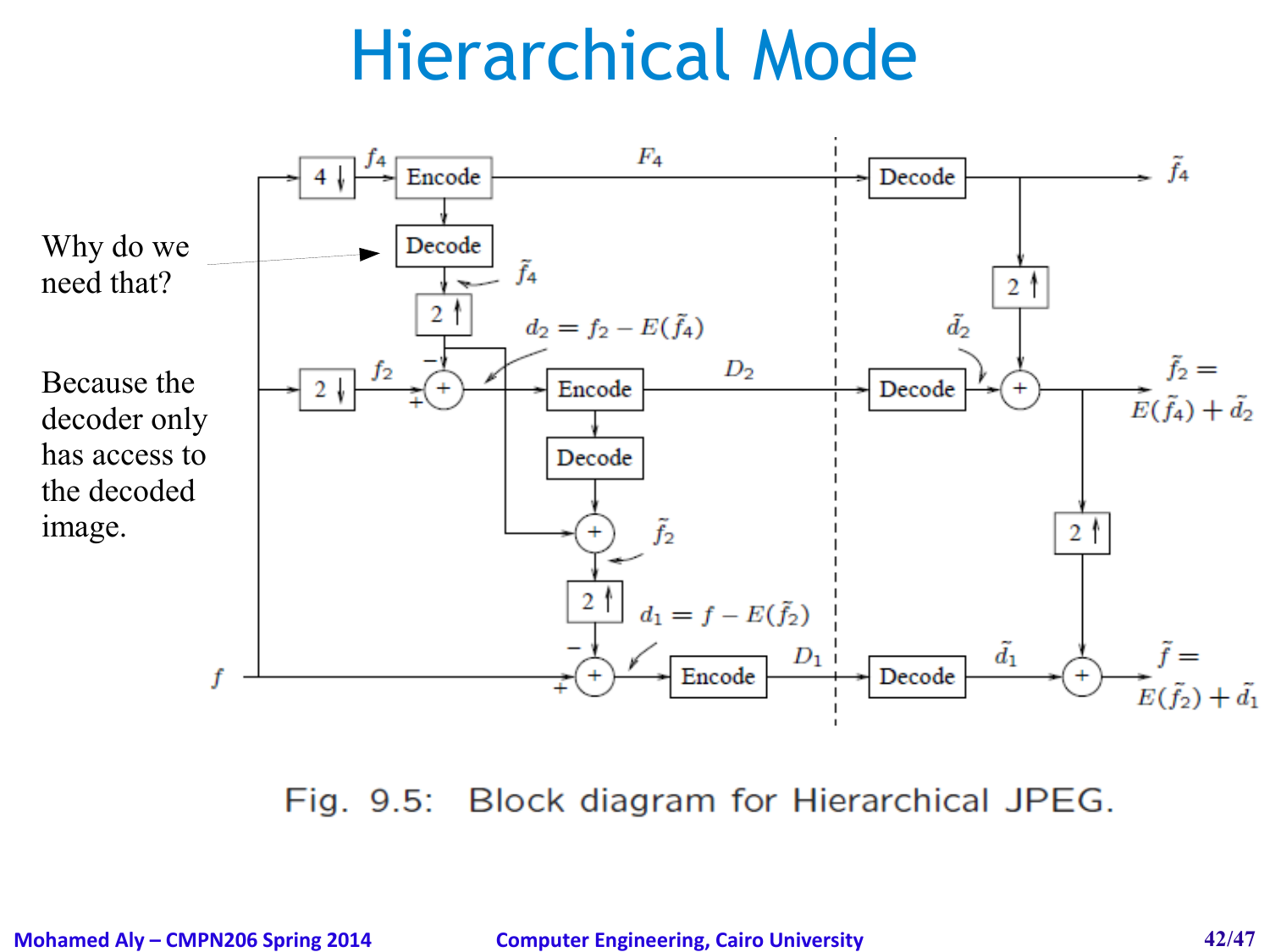# Hierarchical Mode

Why do we need that?

Because the decoder only has access to the decoded image.

Fig. 9.5: Block diagram for Hierarchical JPEG.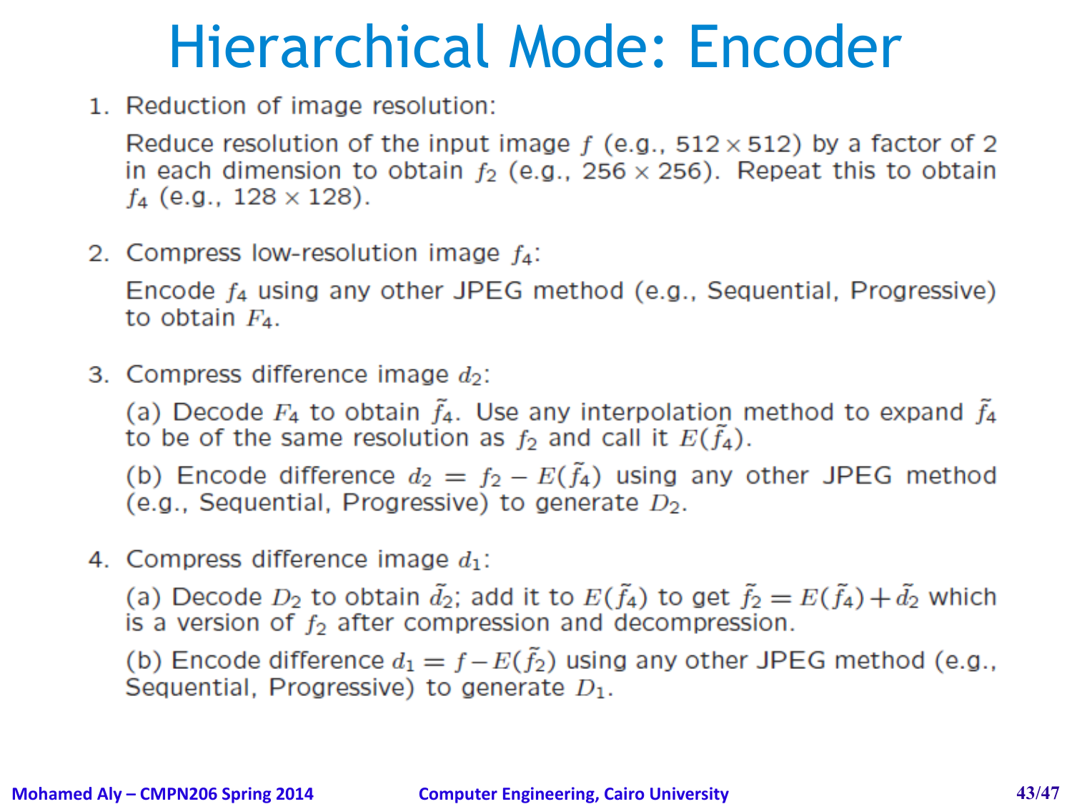# Hierarchical Mode: Encoder

1. Reduction of image resolution:

   Reduce resolution of the input image $f$ (e.g., $512 \times 512$) by a factor of 2 in each dimension to obtain $f_2$ (e.g., $256 \times 256$). Repeat this to obtain $f_4$ (e.g., $128 \times 128$).

2. Compress low-resolution image $f_4$:

   Encode $f_4$ using any other JPEG method (e.g., Sequential, Progressive) to obtain $F_4$.

3. Compress difference image $d_2$:

   (a) Decode $F_4$ to obtain $\tilde{f}_4$. Use any interpolation method to expand $\tilde{f}_4$ to be of the same resolution as $f_2$ and call it $E(\tilde{f}_4)$.

   (b) Encode difference $d_2 = f_2 - E(\tilde{f}_4)$ using any other JPEG method (e.g., Sequential, Progressive) to generate $D_2$.

4. Compress difference image $d_1$:

   (a) Decode $D_2$ to obtain $\tilde{d}_2$; add it to $E(\tilde{f}_4)$ to get $\tilde{f}_2 = E(\tilde{f}_4) + \tilde{d}_2$ which is a version of $f_2$ after compression and decompression.

   (b) Encode difference $d_1 = f - E(\tilde{f}_2)$ using any other JPEG method (e.g., Sequential, Progressive) to generate $D_1$.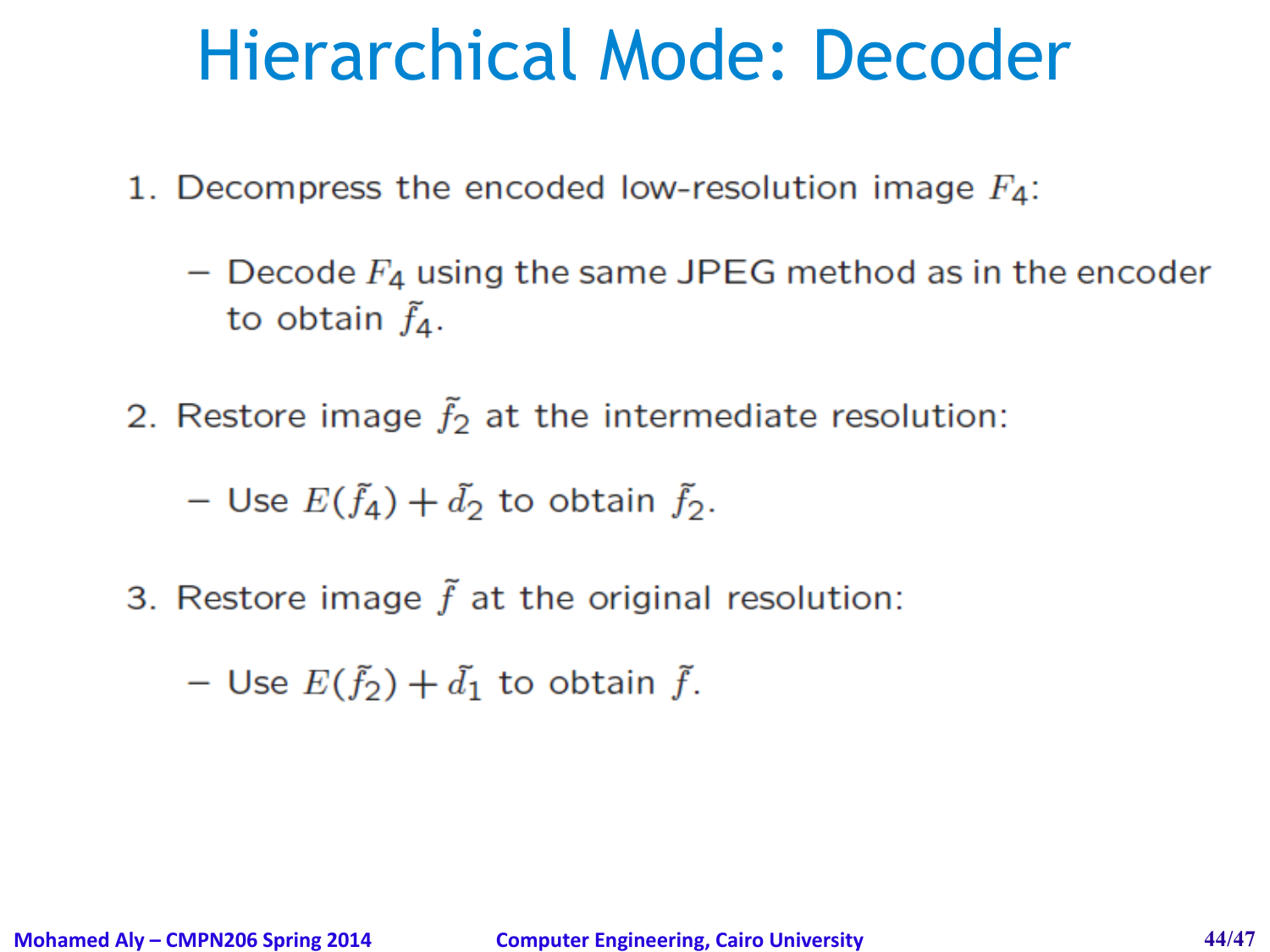# Hierarchical Mode: Decoder

1. Decompress the encoded low-resolution image $F_4$:
   - Decode $F_4$ using the same JPEG method as in the encoder to obtain $\tilde{f}_4$.
2. Restore image $\tilde{f}_2$ at the intermediate resolution:
   - Use $E(\tilde{f}_4) + \tilde{d}_2$ to obtain $\tilde{f}_2$.
3. Restore image $\tilde{f}$ at the original resolution:
   - Use $E(\tilde{f}_2) + \tilde{d}_1$ to obtain $\tilde{f}$.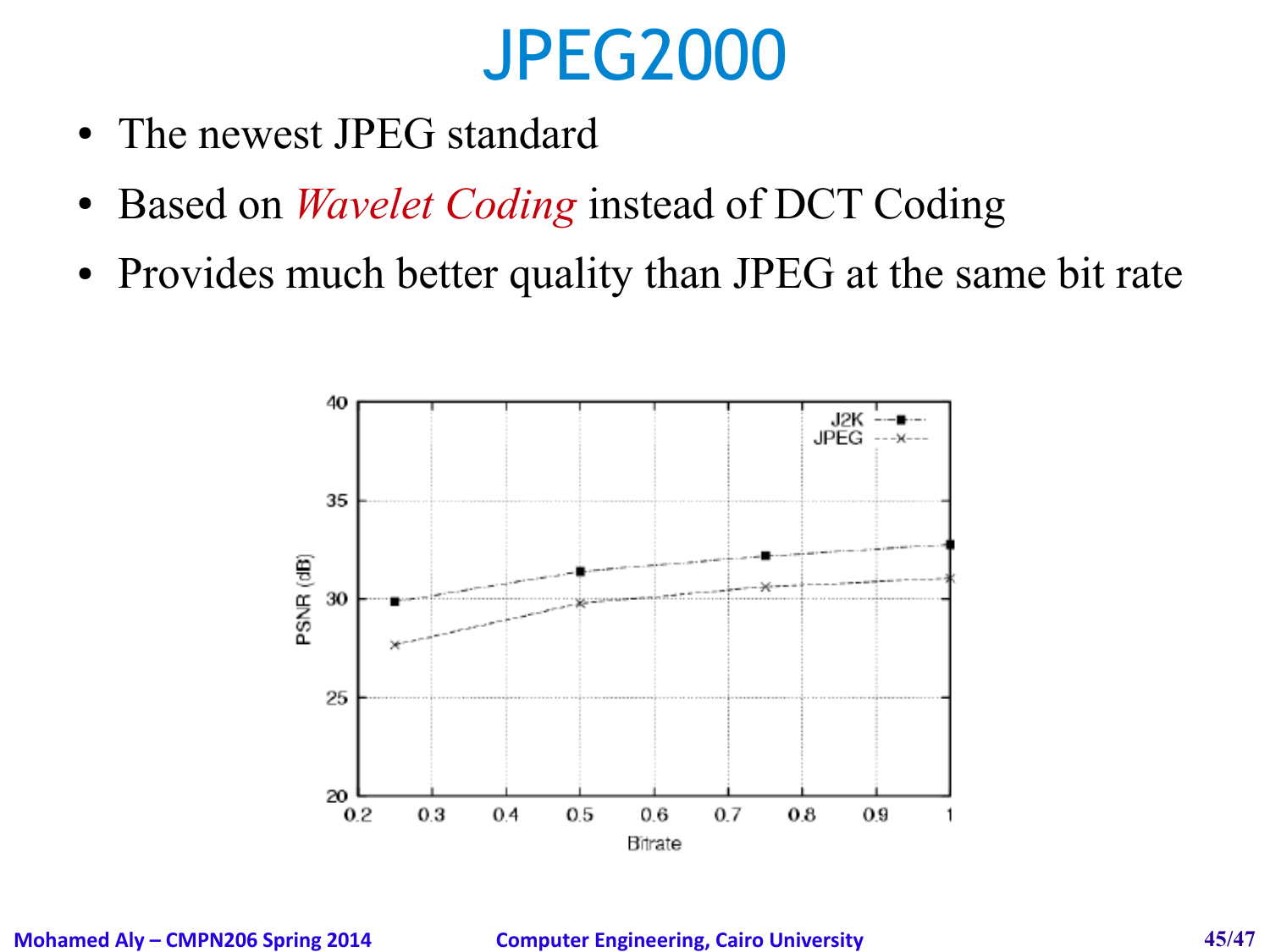# JPEG2000

- The newest JPEG standard
- Based on *Wavelet Coding* instead of DCT Coding
- Provides much better quality than JPEG at the same bit rate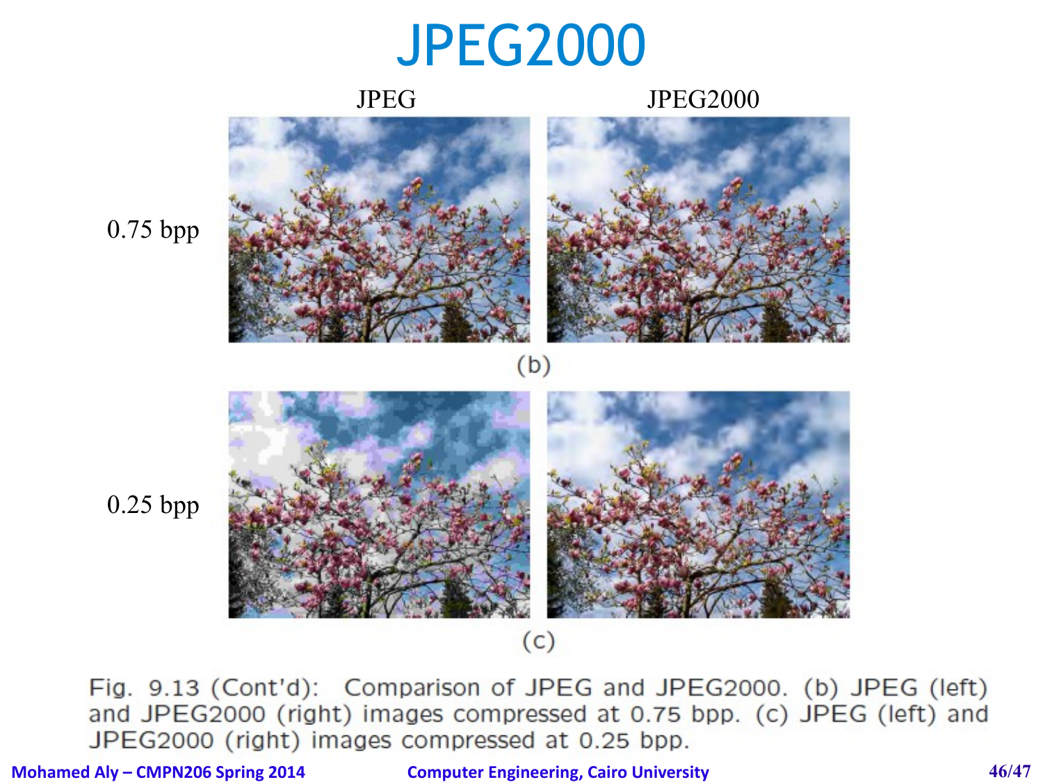# JPEG2000

JPEG | JPEG2000

0.75 bpp

(b)

0.25 bpp

(c)

Fig. 9.13 (Cont'd): Comparison of JPEG and JPEG2000. (b) JPEG (left) and JPEG2000 (right) images compressed at 0.75 bpp. (c) JPEG (left) and JPEG2000 (right) images compressed at 0.25 bpp.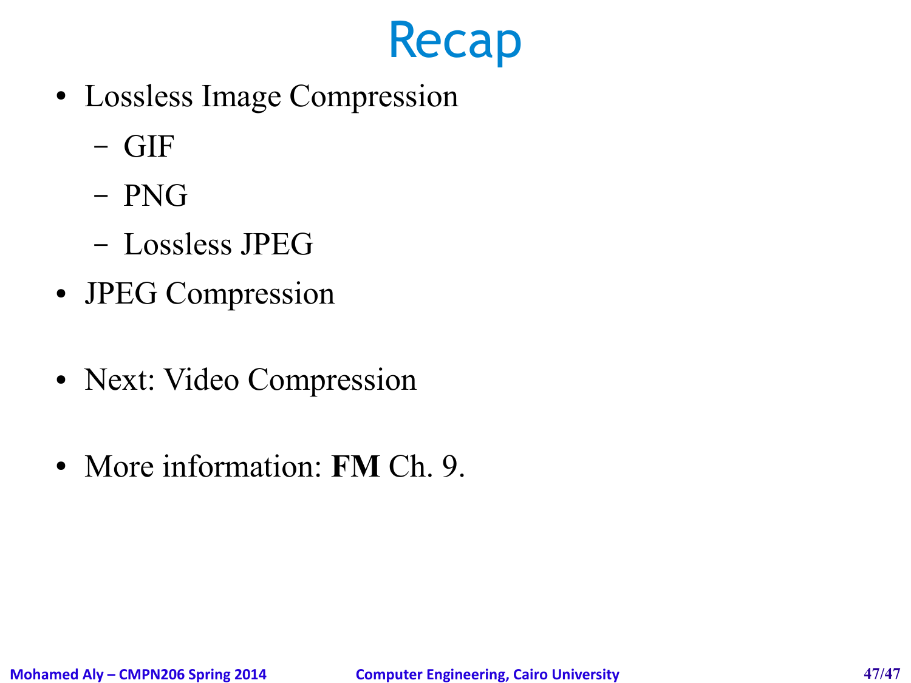# Recap

- Lossless Image Compression
  - GIF
  - PNG
  - Lossless JPEG
- JPEG Compression

- Next: Video Compression

- More information: **FM** Ch. 9.